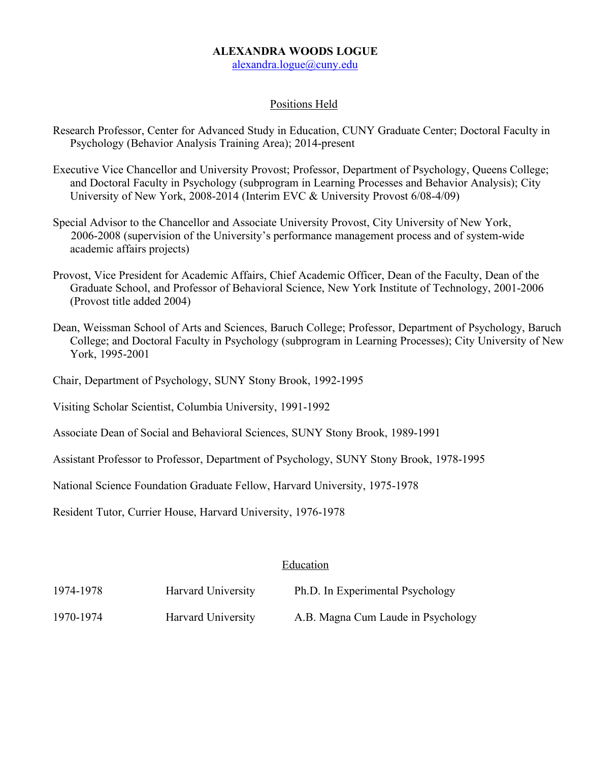# ALEXANDRA WOODS LOGUE

alexandra.logue@cuny.edu

## Positions Held

Research Professor, Center for Advanced Study in Education, CUNY Graduate Center; Doctoral Faculty in Psychology (Behavior Analysis Training Area); 2014-present

Executive Vice Chancellor and University Provost; Professor, Department of Psychology, Queens College; and Doctoral Faculty in Psychology (subprogram in Learning Processes and Behavior Analysis); City University of New York, 2008-2014 (Interim EVC & University Provost 6/08-4/09)

Special Advisor to the Chancellor and Associate University Provost, City University of New York, 2006-2008 (supervision of the University's performance management process and of system-wide academic affairs projects)

Provost, Vice President for Academic Affairs, Chief Academic Officer, Dean of the Faculty, Dean of the Graduate School, and Professor of Behavioral Science, New York Institute of Technology, 2001-2006 (Provost title added 2004)

Dean, Weissman School of Arts and Sciences, Baruch College; Professor, Department of Psychology, Baruch College; and Doctoral Faculty in Psychology (subprogram in Learning Processes); City University of New York, 1995-2001

Chair, Department of Psychology, SUNY Stony Brook, 1992-1995

Visiting Scholar Scientist, Columbia University, 1991-1992

Associate Dean of Social and Behavioral Sciences, SUNY Stony Brook, 1989-1991

Assistant Professor to Professor, Department of Psychology, SUNY Stony Brook, 1978-1995

National Science Foundation Graduate Fellow, Harvard University, 1975-1978

Resident Tutor, Currier House, Harvard University, 1976-1978

## Education

| | | |
|---|---|---|
| 1974-1978 | Harvard University | Ph.D. In Experimental Psychology |
| 1970-1974 | Harvard University | A.B. Magna Cum Laude in Psychology |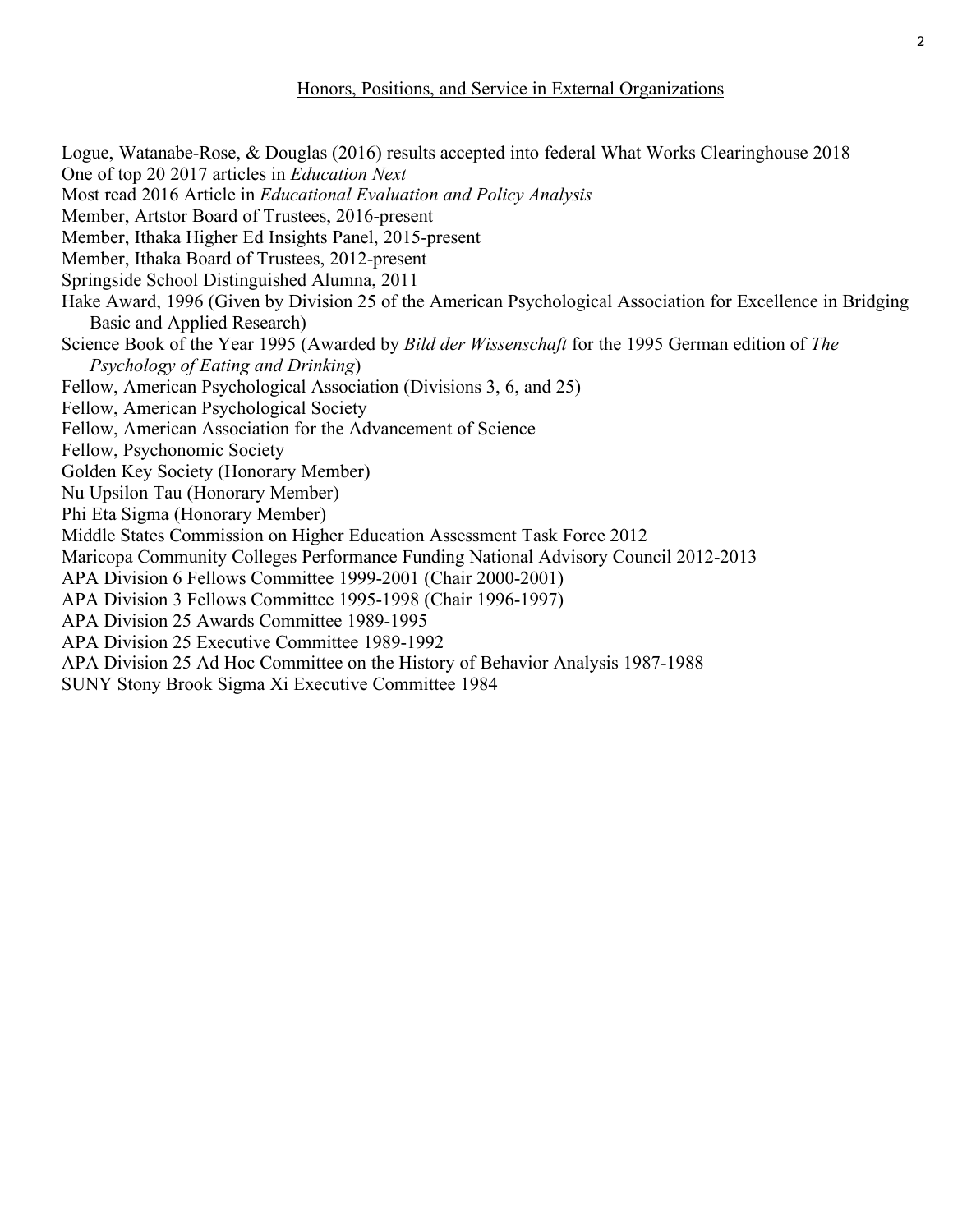## Honors, Positions, and Service in External Organizations

Logue, Watanabe-Rose, & Douglas (2016) results accepted into federal What Works Clearinghouse 2018
One of top 20 2017 articles in *Education Next*
Most read 2016 Article in *Educational Evaluation and Policy Analysis*
Member, Artstor Board of Trustees, 2016-present
Member, Ithaka Higher Ed Insights Panel, 2015-present
Member, Ithaka Board of Trustees, 2012-present
Springside School Distinguished Alumna, 2011
Hake Award, 1996 (Given by Division 25 of the American Psychological Association for Excellence in Bridging Basic and Applied Research)
Science Book of the Year 1995 (Awarded by *Bild der Wissenschaft* for the 1995 German edition of *The Psychology of Eating and Drinking*)
Fellow, American Psychological Association (Divisions 3, 6, and 25)
Fellow, American Psychological Society
Fellow, American Association for the Advancement of Science
Fellow, Psychonomic Society
Golden Key Society (Honorary Member)
Nu Upsilon Tau (Honorary Member)
Phi Eta Sigma (Honorary Member)
Middle States Commission on Higher Education Assessment Task Force 2012
Maricopa Community Colleges Performance Funding National Advisory Council 2012-2013
APA Division 6 Fellows Committee 1999-2001 (Chair 2000-2001)
APA Division 3 Fellows Committee 1995-1998 (Chair 1996-1997)
APA Division 25 Awards Committee 1989-1995
APA Division 25 Executive Committee 1989-1992
APA Division 25 Ad Hoc Committee on the History of Behavior Analysis 1987-1988
SUNY Stony Brook Sigma Xi Executive Committee 1984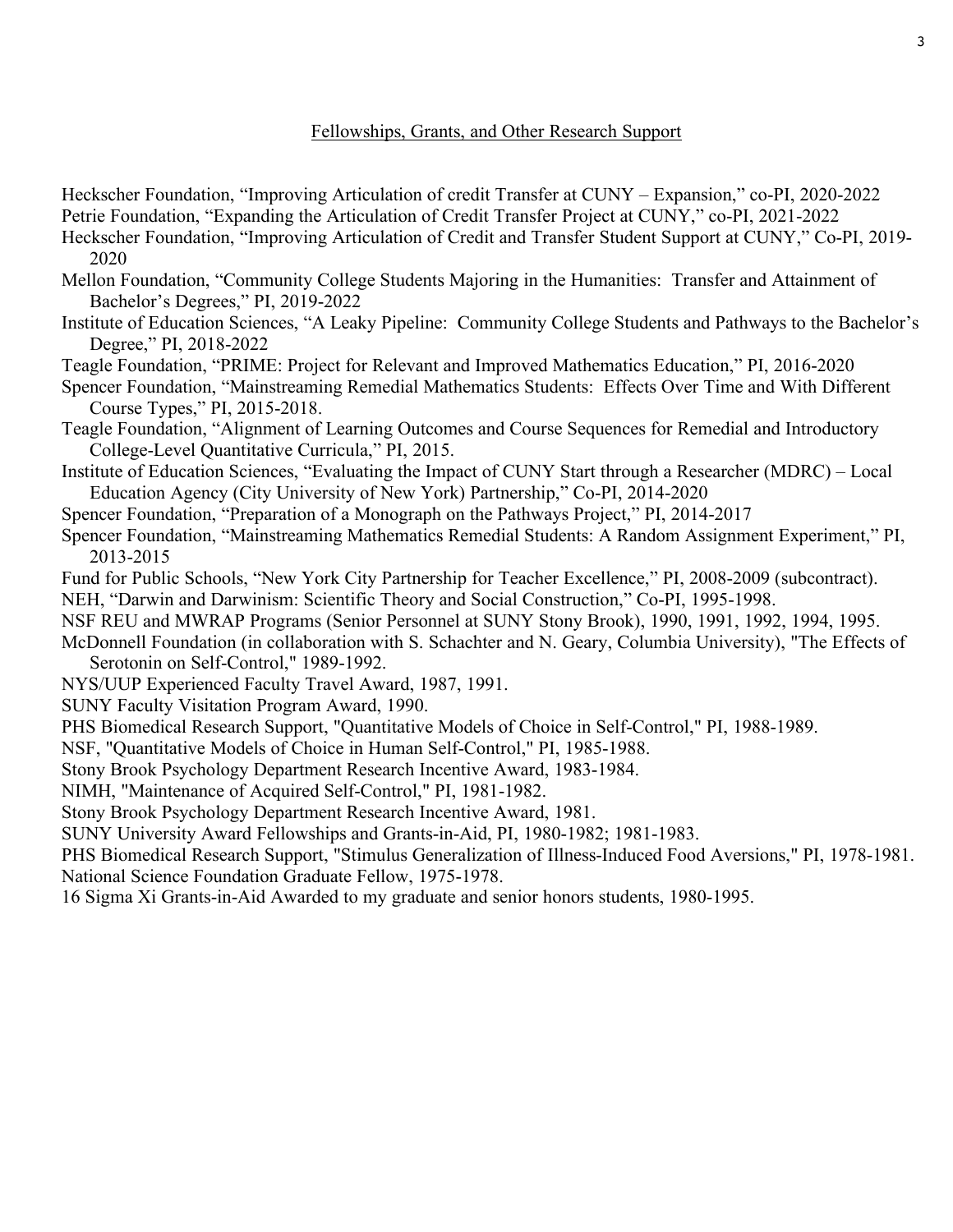## Fellowships, Grants, and Other Research Support

Heckscher Foundation, “Improving Articulation of credit Transfer at CUNY – Expansion,” co-PI, 2020-2022

Petrie Foundation, “Expanding the Articulation of Credit Transfer Project at CUNY,” co-PI, 2021-2022

Heckscher Foundation, “Improving Articulation of Credit and Transfer Student Support at CUNY,” Co-PI, 2019-2020

Mellon Foundation, “Community College Students Majoring in the Humanities: Transfer and Attainment of Bachelor’s Degrees,” PI, 2019-2022

Institute of Education Sciences, “A Leaky Pipeline: Community College Students and Pathways to the Bachelor’s Degree,” PI, 2018-2022

Teagle Foundation, “PRIME: Project for Relevant and Improved Mathematics Education,” PI, 2016-2020

Spencer Foundation, “Mainstreaming Remedial Mathematics Students: Effects Over Time and With Different Course Types,” PI, 2015-2018.

Teagle Foundation, “Alignment of Learning Outcomes and Course Sequences for Remedial and Introductory College-Level Quantitative Curricula,” PI, 2015.

Institute of Education Sciences, “Evaluating the Impact of CUNY Start through a Researcher (MDRC) – Local Education Agency (City University of New York) Partnership,” Co-PI, 2014-2020

Spencer Foundation, “Preparation of a Monograph on the Pathways Project,” PI, 2014-2017

Spencer Foundation, “Mainstreaming Mathematics Remedial Students: A Random Assignment Experiment,” PI, 2013-2015

Fund for Public Schools, “New York City Partnership for Teacher Excellence,” PI, 2008-2009 (subcontract).

NEH, “Darwin and Darwinism: Scientific Theory and Social Construction,” Co-PI, 1995-1998.

NSF REU and MWRAP Programs (Senior Personnel at SUNY Stony Brook), 1990, 1991, 1992, 1994, 1995.

McDonnell Foundation (in collaboration with S. Schachter and N. Geary, Columbia University), "The Effects of Serotonin on Self-Control," 1989-1992.

NYS/UUP Experienced Faculty Travel Award, 1987, 1991.

SUNY Faculty Visitation Program Award, 1990.

PHS Biomedical Research Support, "Quantitative Models of Choice in Self-Control," PI, 1988-1989.

NSF, "Quantitative Models of Choice in Human Self-Control," PI, 1985-1988.

Stony Brook Psychology Department Research Incentive Award, 1983-1984.

NIMH, "Maintenance of Acquired Self-Control," PI, 1981-1982.

Stony Brook Psychology Department Research Incentive Award, 1981.

SUNY University Award Fellowships and Grants-in-Aid, PI, 1980-1982; 1981-1983.

PHS Biomedical Research Support, "Stimulus Generalization of Illness-Induced Food Aversions," PI, 1978-1981.

National Science Foundation Graduate Fellow, 1975-1978.

16 Sigma Xi Grants-in-Aid Awarded to my graduate and senior honors students, 1980-1995.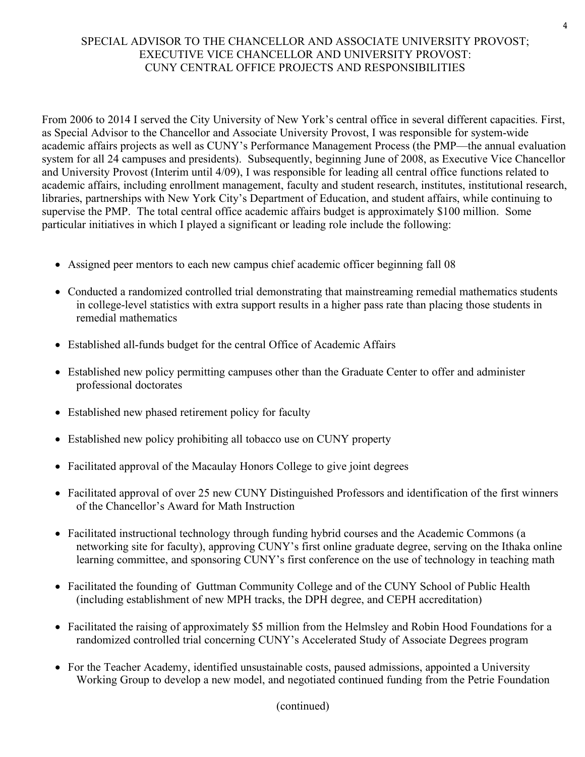## SPECIAL ADVISOR TO THE CHANCELLOR AND ASSOCIATE UNIVERSITY PROVOST; EXECUTIVE VICE CHANCELLOR AND UNIVERSITY PROVOST: CUNY CENTRAL OFFICE PROJECTS AND RESPONSIBILITIES

From 2006 to 2014 I served the City University of New York's central office in several different capacities. First, as Special Advisor to the Chancellor and Associate University Provost, I was responsible for system-wide academic affairs projects as well as CUNY's Performance Management Process (the PMP—the annual evaluation system for all 24 campuses and presidents). Subsequently, beginning June of 2008, as Executive Vice Chancellor and University Provost (Interim until 4/09), I was responsible for leading all central office functions related to academic affairs, including enrollment management, faculty and student research, institutes, institutional research, libraries, partnerships with New York City's Department of Education, and student affairs, while continuing to supervise the PMP. The total central office academic affairs budget is approximately $100 million. Some particular initiatives in which I played a significant or leading role include the following:

- Assigned peer mentors to each new campus chief academic officer beginning fall 08
- Conducted a randomized controlled trial demonstrating that mainstreaming remedial mathematics students in college-level statistics with extra support results in a higher pass rate than placing those students in remedial mathematics
- Established all-funds budget for the central Office of Academic Affairs
- Established new policy permitting campuses other than the Graduate Center to offer and administer professional doctorates
- Established new phased retirement policy for faculty
- Established new policy prohibiting all tobacco use on CUNY property
- Facilitated approval of the Macaulay Honors College to give joint degrees
- Facilitated approval of over 25 new CUNY Distinguished Professors and identification of the first winners of the Chancellor's Award for Math Instruction
- Facilitated instructional technology through funding hybrid courses and the Academic Commons (a networking site for faculty), approving CUNY's first online graduate degree, serving on the Ithaka online learning committee, and sponsoring CUNY's first conference on the use of technology in teaching math
- Facilitated the founding of Guttman Community College and of the CUNY School of Public Health (including establishment of new MPH tracks, the DPH degree, and CEPH accreditation)
- Facilitated the raising of approximately $5 million from the Helmsley and Robin Hood Foundations for a randomized controlled trial concerning CUNY's Accelerated Study of Associate Degrees program
- For the Teacher Academy, identified unsustainable costs, paused admissions, appointed a University Working Group to develop a new model, and negotiated continued funding from the Petrie Foundation

(continued)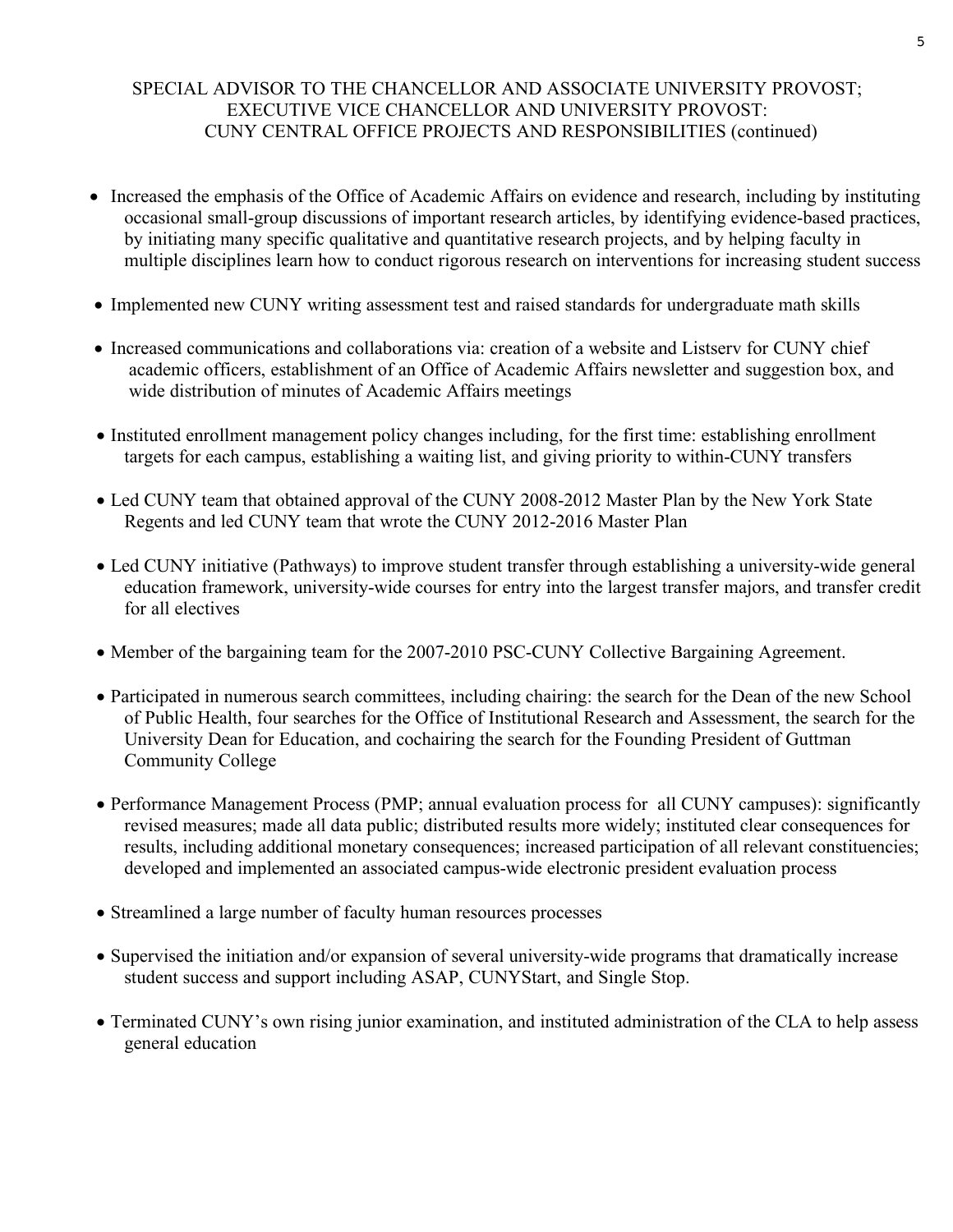## SPECIAL ADVISOR TO THE CHANCELLOR AND ASSOCIATE UNIVERSITY PROVOST; EXECUTIVE VICE CHANCELLOR AND UNIVERSITY PROVOST: CUNY CENTRAL OFFICE PROJECTS AND RESPONSIBILITIES (continued)

- Increased the emphasis of the Office of Academic Affairs on evidence and research, including by instituting occasional small-group discussions of important research articles, by identifying evidence-based practices, by initiating many specific qualitative and quantitative research projects, and by helping faculty in multiple disciplines learn how to conduct rigorous research on interventions for increasing student success
- Implemented new CUNY writing assessment test and raised standards for undergraduate math skills
- Increased communications and collaborations via: creation of a website and Listserv for CUNY chief academic officers, establishment of an Office of Academic Affairs newsletter and suggestion box, and wide distribution of minutes of Academic Affairs meetings
- Instituted enrollment management policy changes including, for the first time: establishing enrollment targets for each campus, establishing a waiting list, and giving priority to within-CUNY transfers
- Led CUNY team that obtained approval of the CUNY 2008-2012 Master Plan by the New York State Regents and led CUNY team that wrote the CUNY 2012-2016 Master Plan
- Led CUNY initiative (Pathways) to improve student transfer through establishing a university-wide general education framework, university-wide courses for entry into the largest transfer majors, and transfer credit for all electives
- Member of the bargaining team for the 2007-2010 PSC-CUNY Collective Bargaining Agreement.
- Participated in numerous search committees, including chairing: the search for the Dean of the new School of Public Health, four searches for the Office of Institutional Research and Assessment, the search for the University Dean for Education, and cochairing the search for the Founding President of Guttman Community College
- Performance Management Process (PMP; annual evaluation process for all CUNY campuses): significantly revised measures; made all data public; distributed results more widely; instituted clear consequences for results, including additional monetary consequences; increased participation of all relevant constituencies; developed and implemented an associated campus-wide electronic president evaluation process
- Streamlined a large number of faculty human resources processes
- Supervised the initiation and/or expansion of several university-wide programs that dramatically increase student success and support including ASAP, CUNYStart, and Single Stop.
- Terminated CUNY's own rising junior examination, and instituted administration of the CLA to help assess general education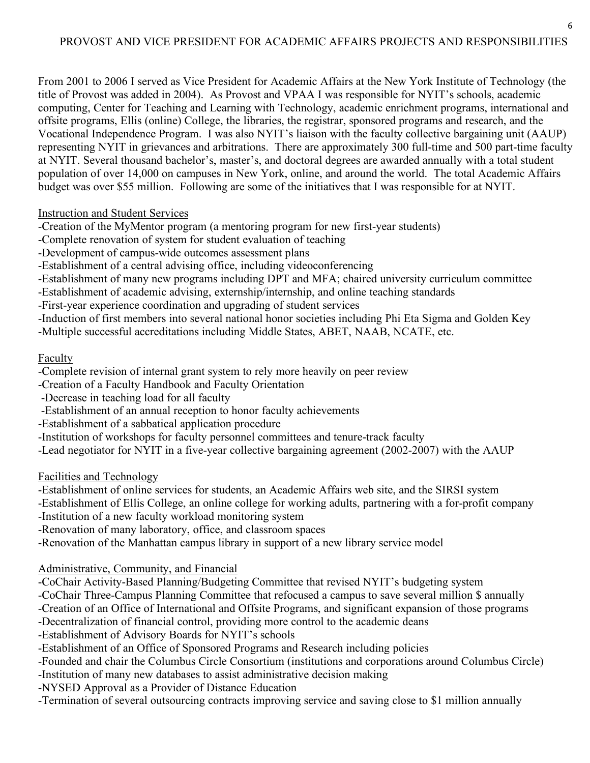## PROVOST AND VICE PRESIDENT FOR ACADEMIC AFFAIRS PROJECTS AND RESPONSIBILITIES

From 2001 to 2006 I served as Vice President for Academic Affairs at the New York Institute of Technology (the title of Provost was added in 2004). As Provost and VPAA I was responsible for NYIT's schools, academic computing, Center for Teaching and Learning with Technology, academic enrichment programs, international and offsite programs, Ellis (online) College, the libraries, the registrar, sponsored programs and research, and the Vocational Independence Program. I was also NYIT's liaison with the faculty collective bargaining unit (AAUP) representing NYIT in grievances and arbitrations. There are approximately 300 full-time and 500 part-time faculty at NYIT. Several thousand bachelor's, master's, and doctoral degrees are awarded annually with a total student population of over 14,000 on campuses in New York, online, and around the world. The total Academic Affairs budget was over $55 million. Following are some of the initiatives that I was responsible for at NYIT.

<u>Instruction and Student Services</u>

- Creation of the MyMentor program (a mentoring program for new first-year students)
- Complete renovation of system for student evaluation of teaching
- Development of campus-wide outcomes assessment plans
- Establishment of a central advising office, including videoconferencing
- Establishment of many new programs including DPT and MFA; chaired university curriculum committee
- Establishment of academic advising, externship/internship, and online teaching standards
- First-year experience coordination and upgrading of student services
- Induction of first members into several national honor societies including Phi Eta Sigma and Golden Key
- Multiple successful accreditations including Middle States, ABET, NAAB, NCATE, etc.

<u>Faculty</u>

- Complete revision of internal grant system to rely more heavily on peer review
- Creation of a Faculty Handbook and Faculty Orientation
- Decrease in teaching load for all faculty
- Establishment of an annual reception to honor faculty achievements
- Establishment of a sabbatical application procedure
- Institution of workshops for faculty personnel committees and tenure-track faculty
- Lead negotiator for NYIT in a five-year collective bargaining agreement (2002-2007) with the AAUP

<u>Facilities and Technology</u>

- Establishment of online services for students, an Academic Affairs web site, and the SIRSI system
- Establishment of Ellis College, an online college for working adults, partnering with a for-profit company
- Institution of a new faculty workload monitoring system
- Renovation of many laboratory, office, and classroom spaces
- Renovation of the Manhattan campus library in support of a new library service model

<u>Administrative, Community, and Financial</u>

- CoChair Activity-Based Planning/Budgeting Committee that revised NYIT's budgeting system
- CoChair Three-Campus Planning Committee that refocused a campus to save several million $ annually
- Creation of an Office of International and Offsite Programs, and significant expansion of those programs
- Decentralization of financial control, providing more control to the academic deans
- Establishment of Advisory Boards for NYIT's schools
- Establishment of an Office of Sponsored Programs and Research including policies
- Founded and chair the Columbus Circle Consortium (institutions and corporations around Columbus Circle)
- Institution of many new databases to assist administrative decision making
- NYSED Approval as a Provider of Distance Education
- Termination of several outsourcing contracts improving service and saving close to $1 million annually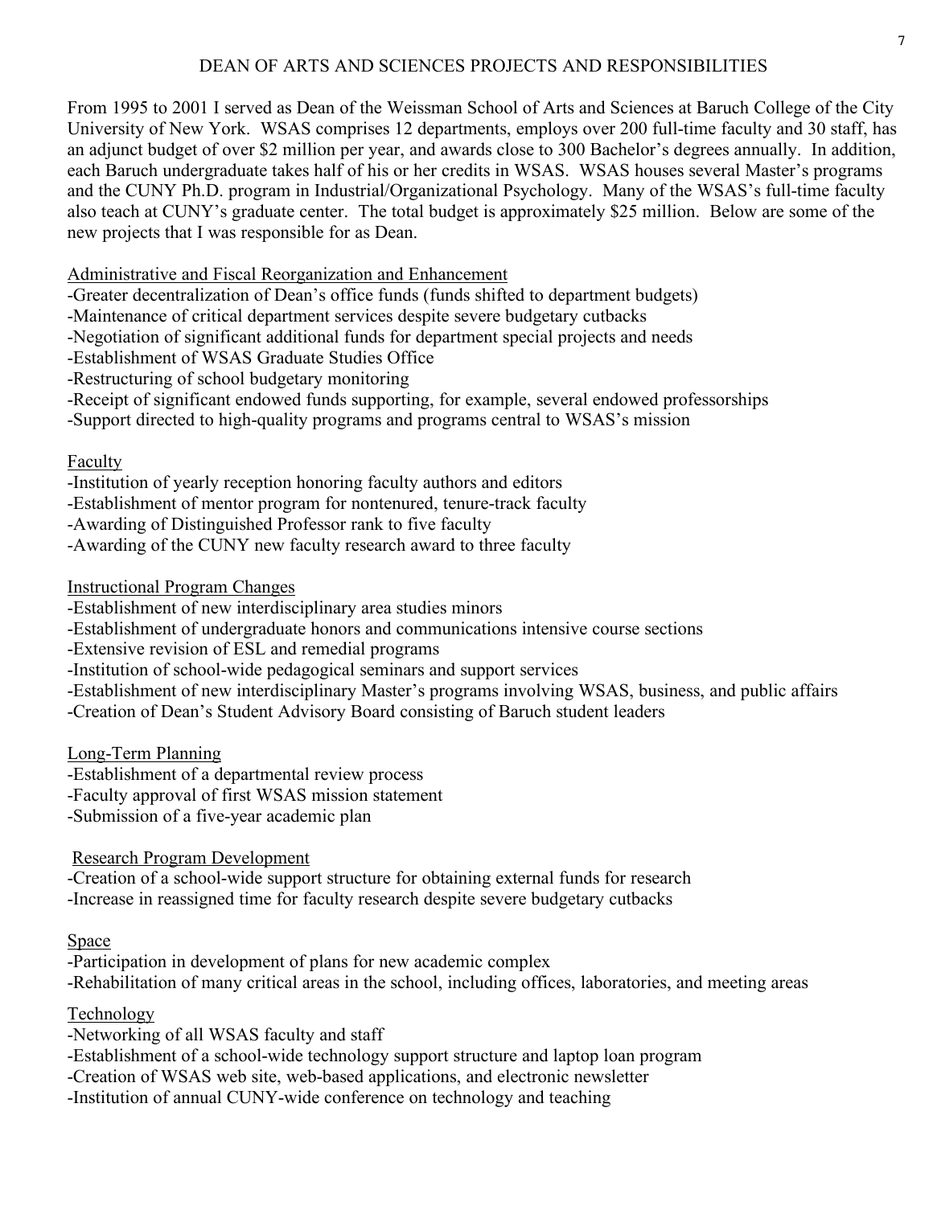## DEAN OF ARTS AND SCIENCES PROJECTS AND RESPONSIBILITIES

From 1995 to 2001 I served as Dean of the Weissman School of Arts and Sciences at Baruch College of the City University of New York. WSAS comprises 12 departments, employs over 200 full-time faculty and 30 staff, has an adjunct budget of over $2 million per year, and awards close to 300 Bachelor's degrees annually. In addition, each Baruch undergraduate takes half of his or her credits in WSAS. WSAS houses several Master's programs and the CUNY Ph.D. program in Industrial/Organizational Psychology. Many of the WSAS's full-time faculty also teach at CUNY's graduate center. The total budget is approximately $25 million. Below are some of the new projects that I was responsible for as Dean.

### Administrative and Fiscal Reorganization and Enhancement

- Greater decentralization of Dean's office funds (funds shifted to department budgets)
- Maintenance of critical department services despite severe budgetary cutbacks
- Negotiation of significant additional funds for department special projects and needs
- Establishment of WSAS Graduate Studies Office
- Restructuring of school budgetary monitoring
- Receipt of significant endowed funds supporting, for example, several endowed professorships
- Support directed to high-quality programs and programs central to WSAS's mission

### Faculty

- Institution of yearly reception honoring faculty authors and editors
- Establishment of mentor program for nontenured, tenure-track faculty
- Awarding of Distinguished Professor rank to five faculty
- Awarding of the CUNY new faculty research award to three faculty

### Instructional Program Changes

- Establishment of new interdisciplinary area studies minors
- Establishment of undergraduate honors and communications intensive course sections
- Extensive revision of ESL and remedial programs
- Institution of school-wide pedagogical seminars and support services
- Establishment of new interdisciplinary Master's programs involving WSAS, business, and public affairs
- Creation of Dean's Student Advisory Board consisting of Baruch student leaders

### Long-Term Planning

- Establishment of a departmental review process
- Faculty approval of first WSAS mission statement
- Submission of a five-year academic plan

### Research Program Development

- Creation of a school-wide support structure for obtaining external funds for research
- Increase in reassigned time for faculty research despite severe budgetary cutbacks

### Space

- Participation in development of plans for new academic complex
- Rehabilitation of many critical areas in the school, including offices, laboratories, and meeting areas

### Technology

- Networking of all WSAS faculty and staff
- Establishment of a school-wide technology support structure and laptop loan program
- Creation of WSAS web site, web-based applications, and electronic newsletter
- Institution of annual CUNY-wide conference on technology and teaching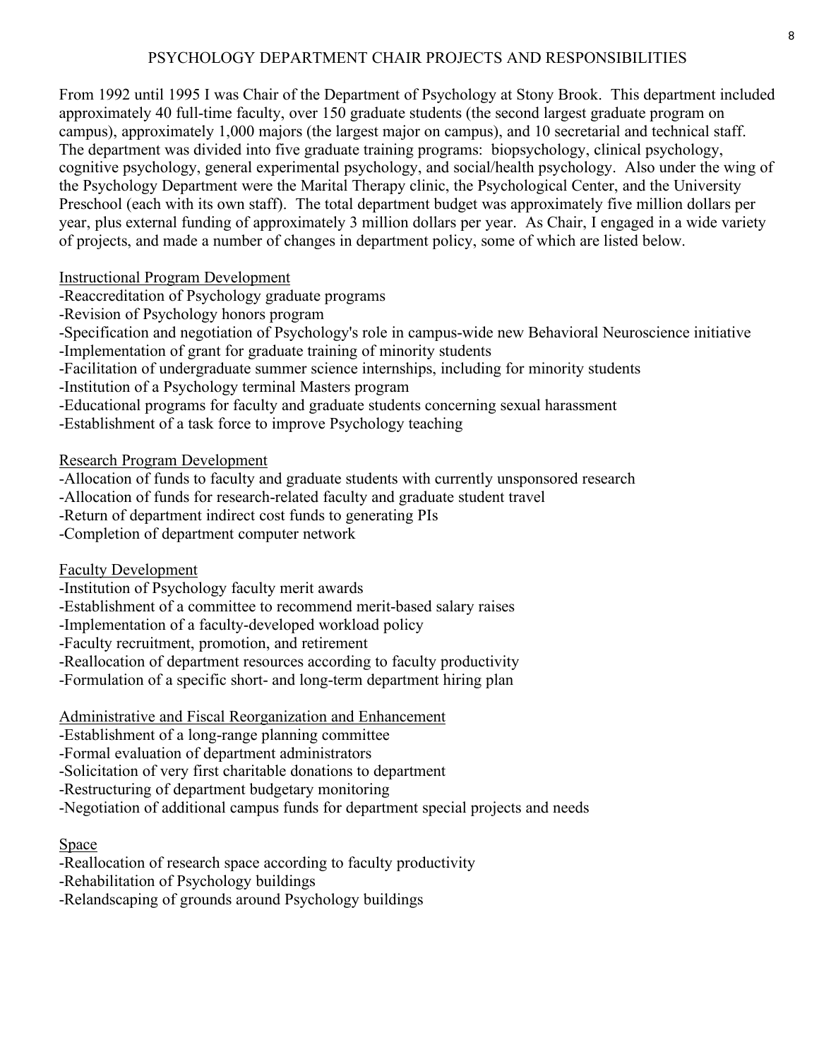# PSYCHOLOGY DEPARTMENT CHAIR PROJECTS AND RESPONSIBILITIES

From 1992 until 1995 I was Chair of the Department of Psychology at Stony Brook. This department included approximately 40 full-time faculty, over 150 graduate students (the second largest graduate program on campus), approximately 1,000 majors (the largest major on campus), and 10 secretarial and technical staff. The department was divided into five graduate training programs: biopsychology, clinical psychology, cognitive psychology, general experimental psychology, and social/health psychology. Also under the wing of the Psychology Department were the Marital Therapy clinic, the Psychological Center, and the University Preschool (each with its own staff). The total department budget was approximately five million dollars per year, plus external funding of approximately 3 million dollars per year. As Chair, I engaged in a wide variety of projects, and made a number of changes in department policy, some of which are listed below.

<u>Instructional Program Development</u>

-Reaccreditation of Psychology graduate programs
-Revision of Psychology honors program
-Specification and negotiation of Psychology's role in campus-wide new Behavioral Neuroscience initiative
-Implementation of grant for graduate training of minority students
-Facilitation of undergraduate summer science internships, including for minority students
-Institution of a Psychology terminal Masters program
-Educational programs for faculty and graduate students concerning sexual harassment
-Establishment of a task force to improve Psychology teaching

<u>Research Program Development</u>

-Allocation of funds to faculty and graduate students with currently unsponsored research
-Allocation of funds for research-related faculty and graduate student travel
-Return of department indirect cost funds to generating PIs
-Completion of department computer network

<u>Faculty Development</u>

-Institution of Psychology faculty merit awards
-Establishment of a committee to recommend merit-based salary raises
-Implementation of a faculty-developed workload policy
-Faculty recruitment, promotion, and retirement
-Reallocation of department resources according to faculty productivity
-Formulation of a specific short- and long-term department hiring plan

<u>Administrative and Fiscal Reorganization and Enhancement</u>

-Establishment of a long-range planning committee
-Formal evaluation of department administrators
-Solicitation of very first charitable donations to department
-Restructuring of department budgetary monitoring
-Negotiation of additional campus funds for department special projects and needs

<u>Space</u>

-Reallocation of research space according to faculty productivity
-Rehabilitation of Psychology buildings
-Relandscaping of grounds around Psychology buildings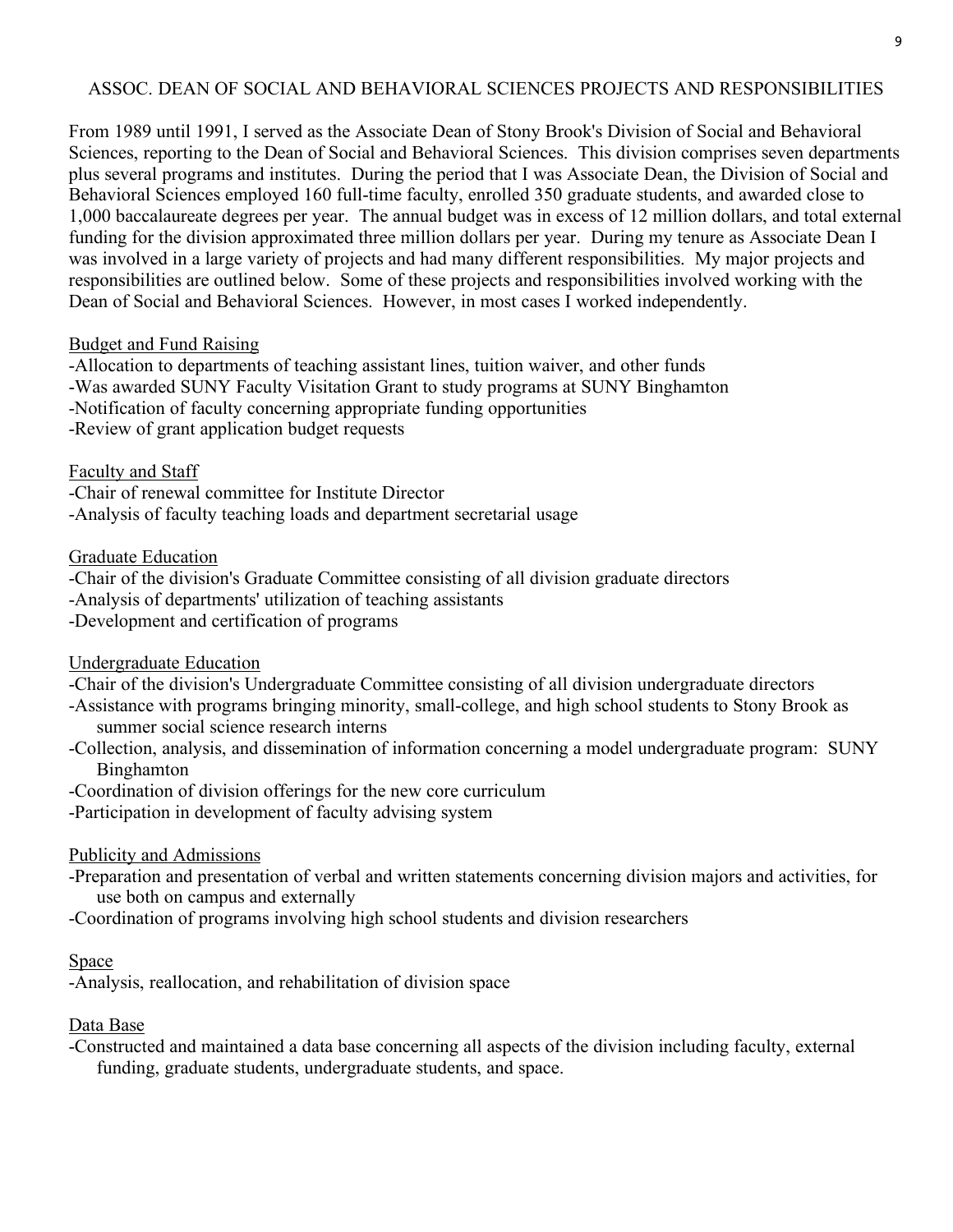## ASSOC. DEAN OF SOCIAL AND BEHAVIORAL SCIENCES PROJECTS AND RESPONSIBILITIES

From 1989 until 1991, I served as the Associate Dean of Stony Brook's Division of Social and Behavioral Sciences, reporting to the Dean of Social and Behavioral Sciences. This division comprises seven departments plus several programs and institutes. During the period that I was Associate Dean, the Division of Social and Behavioral Sciences employed 160 full-time faculty, enrolled 350 graduate students, and awarded close to 1,000 baccalaureate degrees per year. The annual budget was in excess of 12 million dollars, and total external funding for the division approximated three million dollars per year. During my tenure as Associate Dean I was involved in a large variety of projects and had many different responsibilities. My major projects and responsibilities are outlined below. Some of these projects and responsibilities involved working with the Dean of Social and Behavioral Sciences. However, in most cases I worked independently.

<u>Budget and Fund Raising</u>

- -Allocation to departments of teaching assistant lines, tuition waiver, and other funds
- -Was awarded SUNY Faculty Visitation Grant to study programs at SUNY Binghamton
- -Notification of faculty concerning appropriate funding opportunities
- -Review of grant application budget requests

<u>Faculty and Staff</u>

- -Chair of renewal committee for Institute Director
- -Analysis of faculty teaching loads and department secretarial usage

<u>Graduate Education</u>

- -Chair of the division's Graduate Committee consisting of all division graduate directors
- -Analysis of departments' utilization of teaching assistants
- -Development and certification of programs

<u>Undergraduate Education</u>

- -Chair of the division's Undergraduate Committee consisting of all division undergraduate directors
- -Assistance with programs bringing minority, small-college, and high school students to Stony Brook as summer social science research interns
- -Collection, analysis, and dissemination of information concerning a model undergraduate program: SUNY Binghamton
- -Coordination of division offerings for the new core curriculum
- -Participation in development of faculty advising system

<u>Publicity and Admissions</u>

- -Preparation and presentation of verbal and written statements concerning division majors and activities, for use both on campus and externally
- -Coordination of programs involving high school students and division researchers

<u>Space</u>

- -Analysis, reallocation, and rehabilitation of division space

<u>Data Base</u>

- -Constructed and maintained a data base concerning all aspects of the division including faculty, external funding, graduate students, undergraduate students, and space.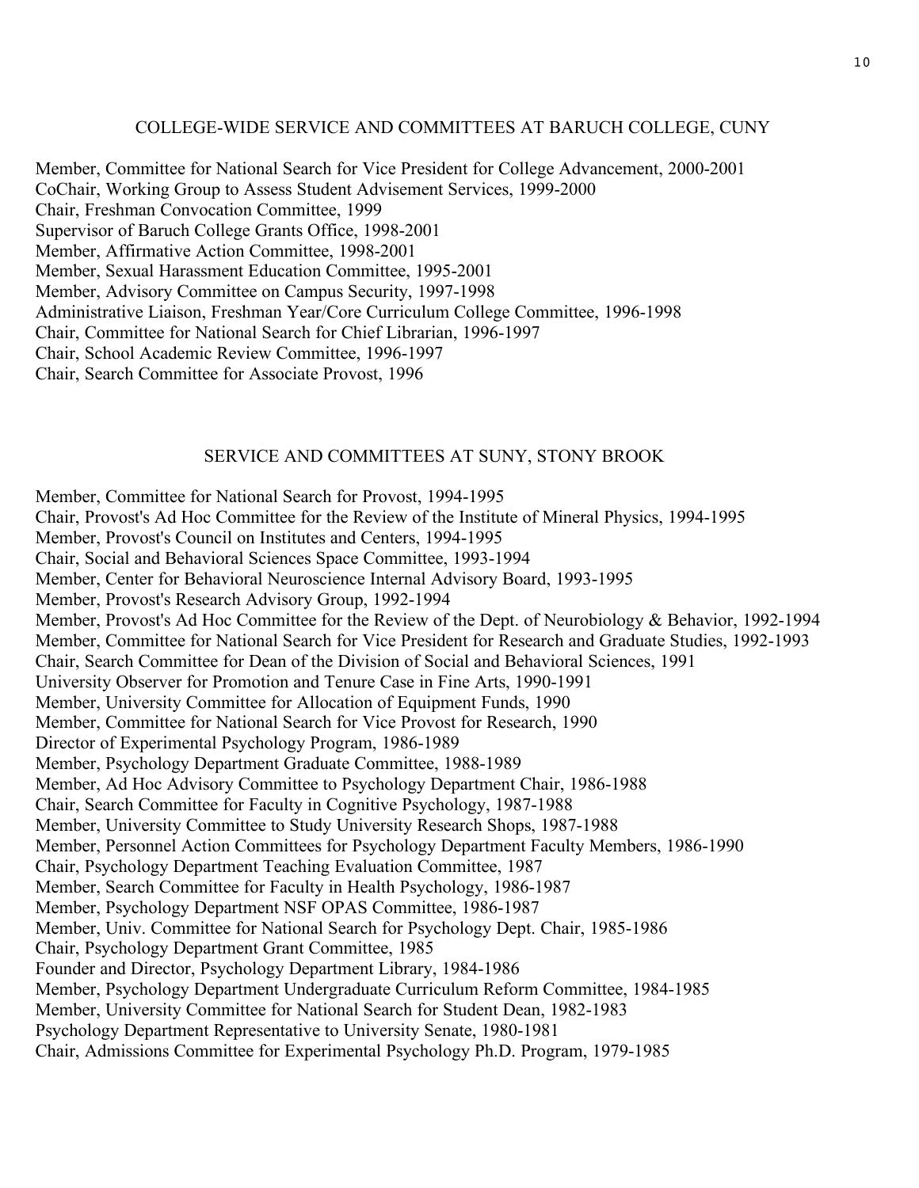## COLLEGE-WIDE SERVICE AND COMMITTEES AT BARUCH COLLEGE, CUNY

Member, Committee for National Search for Vice President for College Advancement, 2000-2001
CoChair, Working Group to Assess Student Advisement Services, 1999-2000
Chair, Freshman Convocation Committee, 1999
Supervisor of Baruch College Grants Office, 1998-2001
Member, Affirmative Action Committee, 1998-2001
Member, Sexual Harassment Education Committee, 1995-2001
Member, Advisory Committee on Campus Security, 1997-1998
Administrative Liaison, Freshman Year/Core Curriculum College Committee, 1996-1998
Chair, Committee for National Search for Chief Librarian, 1996-1997
Chair, School Academic Review Committee, 1996-1997
Chair, Search Committee for Associate Provost, 1996

## SERVICE AND COMMITTEES AT SUNY, STONY BROOK

Member, Committee for National Search for Provost, 1994-1995
Chair, Provost's Ad Hoc Committee for the Review of the Institute of Mineral Physics, 1994-1995
Member, Provost's Council on Institutes and Centers, 1994-1995
Chair, Social and Behavioral Sciences Space Committee, 1993-1994
Member, Center for Behavioral Neuroscience Internal Advisory Board, 1993-1995
Member, Provost's Research Advisory Group, 1992-1994
Member, Provost's Ad Hoc Committee for the Review of the Dept. of Neurobiology & Behavior, 1992-1994
Member, Committee for National Search for Vice President for Research and Graduate Studies, 1992-1993
Chair, Search Committee for Dean of the Division of Social and Behavioral Sciences, 1991
University Observer for Promotion and Tenure Case in Fine Arts, 1990-1991
Member, University Committee for Allocation of Equipment Funds, 1990
Member, Committee for National Search for Vice Provost for Research, 1990
Director of Experimental Psychology Program, 1986-1989
Member, Psychology Department Graduate Committee, 1988-1989
Member, Ad Hoc Advisory Committee to Psychology Department Chair, 1986-1988
Chair, Search Committee for Faculty in Cognitive Psychology, 1987-1988
Member, University Committee to Study University Research Shops, 1987-1988
Member, Personnel Action Committees for Psychology Department Faculty Members, 1986-1990
Chair, Psychology Department Teaching Evaluation Committee, 1987
Member, Search Committee for Faculty in Health Psychology, 1986-1987
Member, Psychology Department NSF OPAS Committee, 1986-1987
Member, Univ. Committee for National Search for Psychology Dept. Chair, 1985-1986
Chair, Psychology Department Grant Committee, 1985
Founder and Director, Psychology Department Library, 1984-1986
Member, Psychology Department Undergraduate Curriculum Reform Committee, 1984-1985
Member, University Committee for National Search for Student Dean, 1982-1983
Psychology Department Representative to University Senate, 1980-1981
Chair, Admissions Committee for Experimental Psychology Ph.D. Program, 1979-1985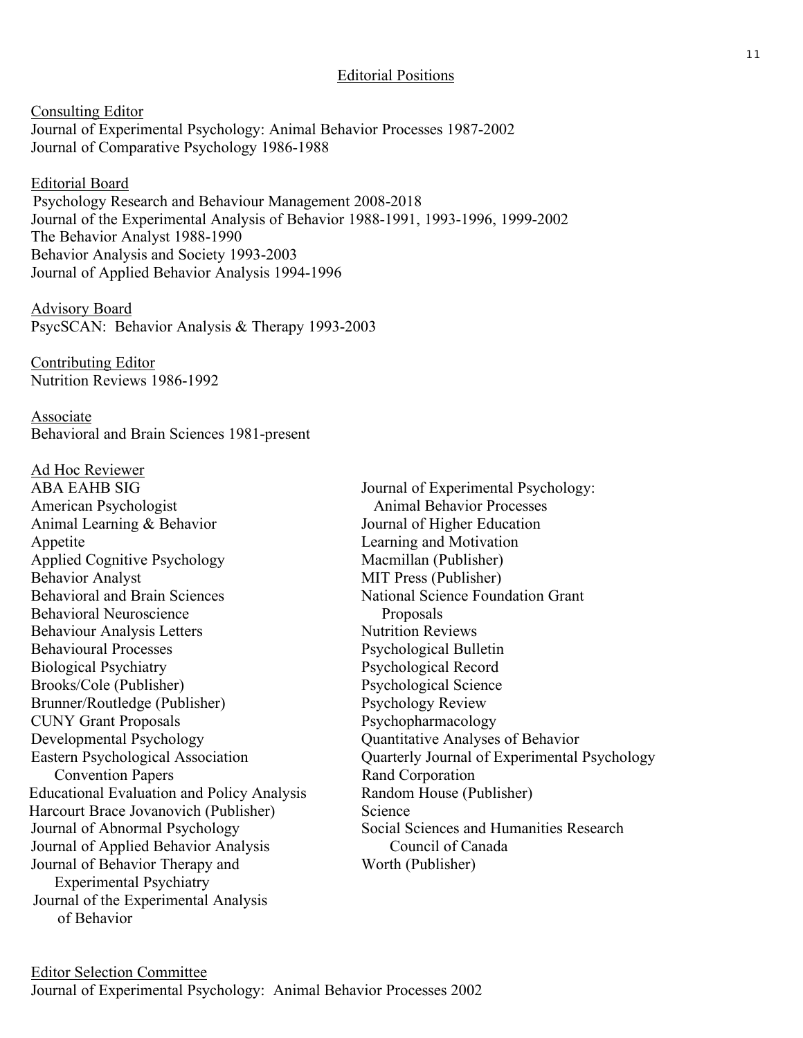## Editorial Positions

Consulting Editor

Journal of Experimental Psychology: Animal Behavior Processes 1987-2002
Journal of Comparative Psychology 1986-1988

Editorial Board

Psychology Research and Behaviour Management 2008-2018
Journal of the Experimental Analysis of Behavior 1988-1991, 1993-1996, 1999-2002
The Behavior Analyst 1988-1990
Behavior Analysis and Society 1993-2003
Journal of Applied Behavior Analysis 1994-1996

Advisory Board

PsycSCAN: Behavior Analysis & Therapy 1993-2003

Contributing Editor

Nutrition Reviews 1986-1992

Associate

Behavioral and Brain Sciences 1981-present

Ad Hoc Reviewer

ABA EAHB SIG
American Psychologist
Animal Learning & Behavior
Appetite
Applied Cognitive Psychology
Behavior Analyst
Behavioral and Brain Sciences
Behavioral Neuroscience
Behaviour Analysis Letters
Behavioural Processes
Biological Psychiatry
Brooks/Cole (Publisher)
Brunner/Routledge (Publisher)
CUNY Grant Proposals
Developmental Psychology
Eastern Psychological Association Convention Papers
Educational Evaluation and Policy Analysis
Harcourt Brace Jovanovich (Publisher)
Journal of Abnormal Psychology
Journal of Applied Behavior Analysis
Journal of Behavior Therapy and Experimental Psychiatry
Journal of the Experimental Analysis of Behavior
Journal of Experimental Psychology: Animal Behavior Processes
Journal of Higher Education
Learning and Motivation
Macmillan (Publisher)
MIT Press (Publisher)
National Science Foundation Grant Proposals
Nutrition Reviews
Psychological Bulletin
Psychological Record
Psychological Science
Psychology Review
Psychopharmacology
Quantitative Analyses of Behavior
Quarterly Journal of Experimental Psychology
Rand Corporation
Random House (Publisher)
Science
Social Sciences and Humanities Research Council of Canada
Worth (Publisher)

Editor Selection Committee

Journal of Experimental Psychology: Animal Behavior Processes 2002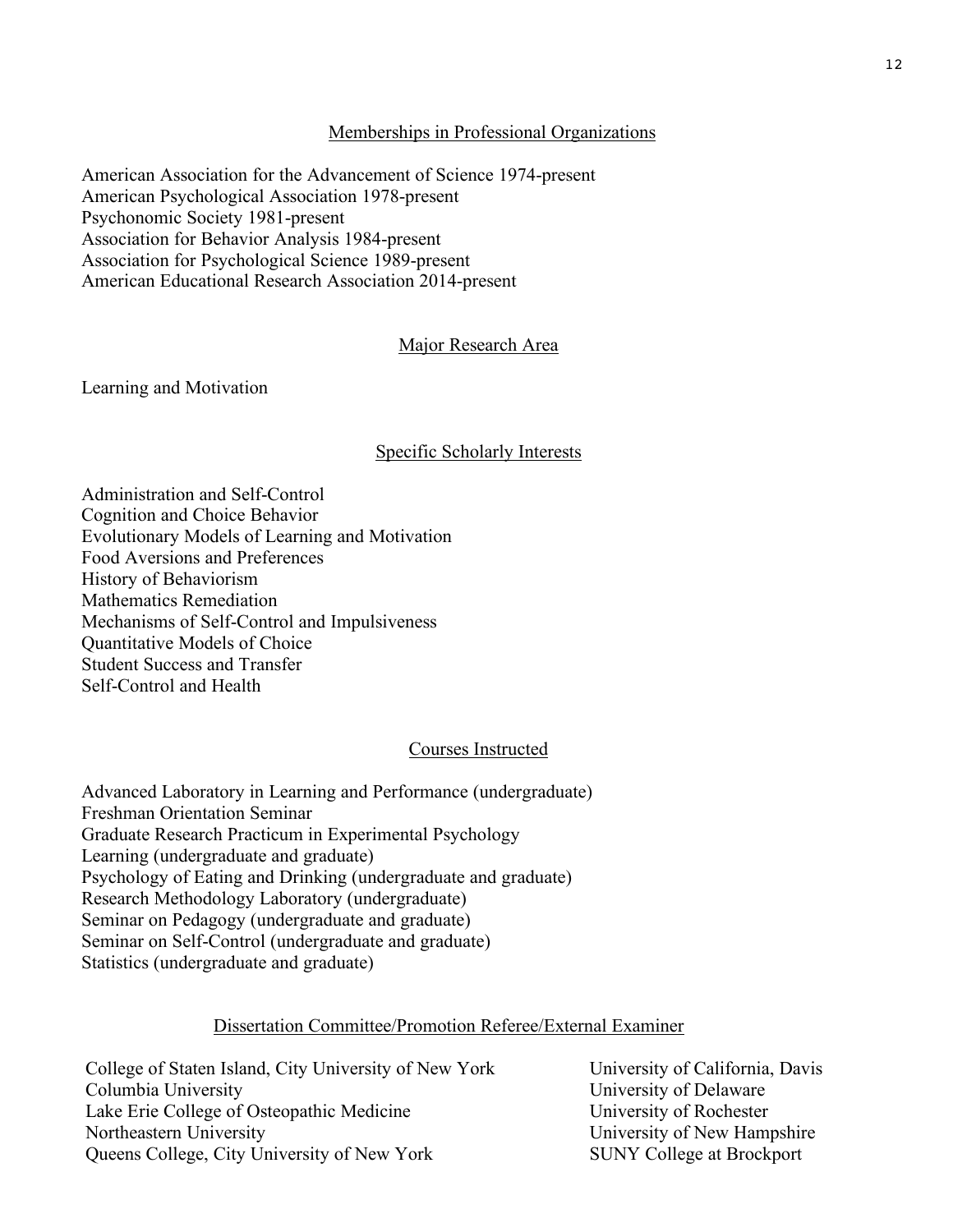## Memberships in Professional Organizations

American Association for the Advancement of Science 1974-present
American Psychological Association 1978-present
Psychonomic Society 1981-present
Association for Behavior Analysis 1984-present
Association for Psychological Science 1989-present
American Educational Research Association 2014-present

## Major Research Area

Learning and Motivation

## Specific Scholarly Interests

Administration and Self-Control
Cognition and Choice Behavior
Evolutionary Models of Learning and Motivation
Food Aversions and Preferences
History of Behaviorism
Mathematics Remediation
Mechanisms of Self-Control and Impulsiveness
Quantitative Models of Choice
Student Success and Transfer
Self-Control and Health

## Courses Instructed

Advanced Laboratory in Learning and Performance (undergraduate)
Freshman Orientation Seminar
Graduate Research Practicum in Experimental Psychology
Learning (undergraduate and graduate)
Psychology of Eating and Drinking (undergraduate and graduate)
Research Methodology Laboratory (undergraduate)
Seminar on Pedagogy (undergraduate and graduate)
Seminar on Self-Control (undergraduate and graduate)
Statistics (undergraduate and graduate)

## Dissertation Committee/Promotion Referee/External Examiner

College of Staten Island, City University of New York
Columbia University
Lake Erie College of Osteopathic Medicine
Northeastern University
Queens College, City University of New York
University of California, Davis
University of Delaware
University of Rochester
University of New Hampshire
SUNY College at Brockport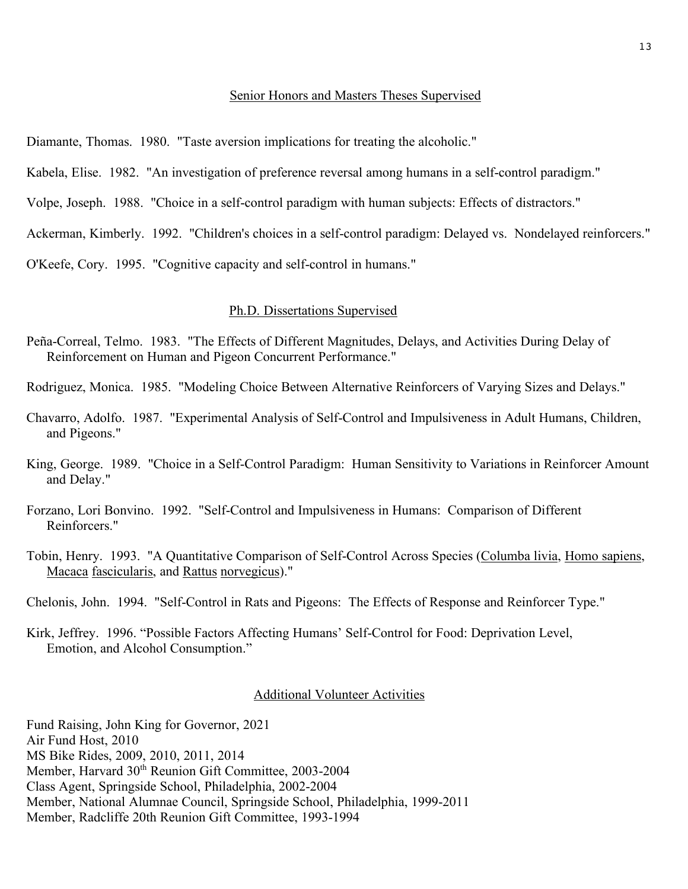## Senior Honors and Masters Theses Supervised

Diamante, Thomas. 1980. "Taste aversion implications for treating the alcoholic."

Kabela, Elise. 1982. "An investigation of preference reversal among humans in a self-control paradigm."

Volpe, Joseph. 1988. "Choice in a self-control paradigm with human subjects: Effects of distractors."

Ackerman, Kimberly. 1992. "Children's choices in a self-control paradigm: Delayed vs. Nondelayed reinforcers."

O'Keefe, Cory. 1995. "Cognitive capacity and self-control in humans."

## Ph.D. Dissertations Supervised

Peña-Correal, Telmo. 1983. "The Effects of Different Magnitudes, Delays, and Activities During Delay of Reinforcement on Human and Pigeon Concurrent Performance."

Rodriguez, Monica. 1985. "Modeling Choice Between Alternative Reinforcers of Varying Sizes and Delays."

Chavarro, Adolfo. 1987. "Experimental Analysis of Self-Control and Impulsiveness in Adult Humans, Children, and Pigeons."

King, George. 1989. "Choice in a Self-Control Paradigm: Human Sensitivity to Variations in Reinforcer Amount and Delay."

Forzano, Lori Bonvino. 1992. "Self-Control and Impulsiveness in Humans: Comparison of Different Reinforcers."

Tobin, Henry. 1993. "A Quantitative Comparison of Self-Control Across Species (Columba livia, Homo sapiens, Macaca fascicularis, and Rattus norvegicus)."

Chelonis, John. 1994. "Self-Control in Rats and Pigeons: The Effects of Response and Reinforcer Type."

Kirk, Jeffrey. 1996. "Possible Factors Affecting Humans' Self-Control for Food: Deprivation Level, Emotion, and Alcohol Consumption."

## Additional Volunteer Activities

Fund Raising, John King for Governor, 2021
Air Fund Host, 2010
MS Bike Rides, 2009, 2010, 2011, 2014
Member, Harvard 30th Reunion Gift Committee, 2003-2004
Class Agent, Springside School, Philadelphia, 2002-2004
Member, National Alumnae Council, Springside School, Philadelphia, 1999-2011
Member, Radcliffe 20th Reunion Gift Committee, 1993-1994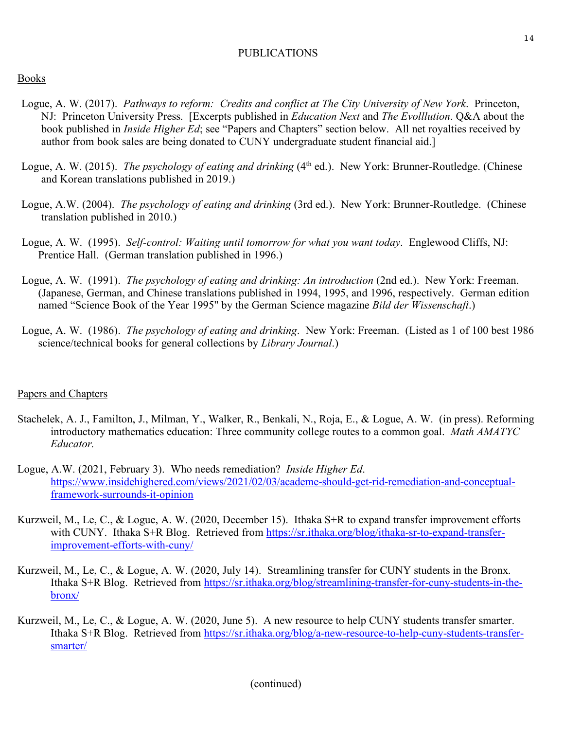# PUBLICATIONS

## Books

Logue, A. W. (2017). *Pathways to reform: Credits and conflict at The City University of New York*. Princeton, NJ: Princeton University Press. [Excerpts published in *Education Next* and *The Evolllution*. Q&A about the book published in *Inside Higher Ed*; see "Papers and Chapters" section below. All net royalties received by author from book sales are being donated to CUNY undergraduate student financial aid.]

Logue, A. W. (2015). *The psychology of eating and drinking* (4th ed.). New York: Brunner-Routledge. (Chinese and Korean translations published in 2019.)

Logue, A.W. (2004). *The psychology of eating and drinking* (3rd ed.). New York: Brunner-Routledge. (Chinese translation published in 2010.)

Logue, A. W. (1995). *Self-control: Waiting until tomorrow for what you want today*. Englewood Cliffs, NJ: Prentice Hall. (German translation published in 1996.)

Logue, A. W. (1991). *The psychology of eating and drinking: An introduction* (2nd ed.). New York: Freeman. (Japanese, German, and Chinese translations published in 1994, 1995, and 1996, respectively. German edition named "Science Book of the Year 1995" by the German Science magazine *Bild der Wissenschaft*.)

Logue, A. W. (1986). *The psychology of eating and drinking*. New York: Freeman. (Listed as 1 of 100 best 1986 science/technical books for general collections by *Library Journal*.)

## Papers and Chapters

Stachelek, A. J., Familton, J., Milman, Y., Walker, R., Benkali, N., Roja, E., & Logue, A. W. (in press). Reforming introductory mathematics education: Three community college routes to a common goal. *Math AMATYC Educator.*

Logue, A.W. (2021, February 3). Who needs remediation? *Inside Higher Ed*. https://www.insidehighered.com/views/2021/02/03/academe-should-get-rid-remediation-and-conceptual-framework-surrounds-it-opinion

Kurzweil, M., Le, C., & Logue, A. W. (2020, December 15). Ithaka S+R to expand transfer improvement efforts with CUNY. Ithaka S+R Blog. Retrieved from https://sr.ithaka.org/blog/ithaka-sr-to-expand-transfer-improvement-efforts-with-cuny/

Kurzweil, M., Le, C., & Logue, A. W. (2020, July 14). Streamlining transfer for CUNY students in the Bronx. Ithaka S+R Blog. Retrieved from https://sr.ithaka.org/blog/streamlining-transfer-for-cuny-students-in-the-bronx/

Kurzweil, M., Le, C., & Logue, A. W. (2020, June 5). A new resource to help CUNY students transfer smarter. Ithaka S+R Blog. Retrieved from https://sr.ithaka.org/blog/a-new-resource-to-help-cuny-students-transfer-smarter/

(continued)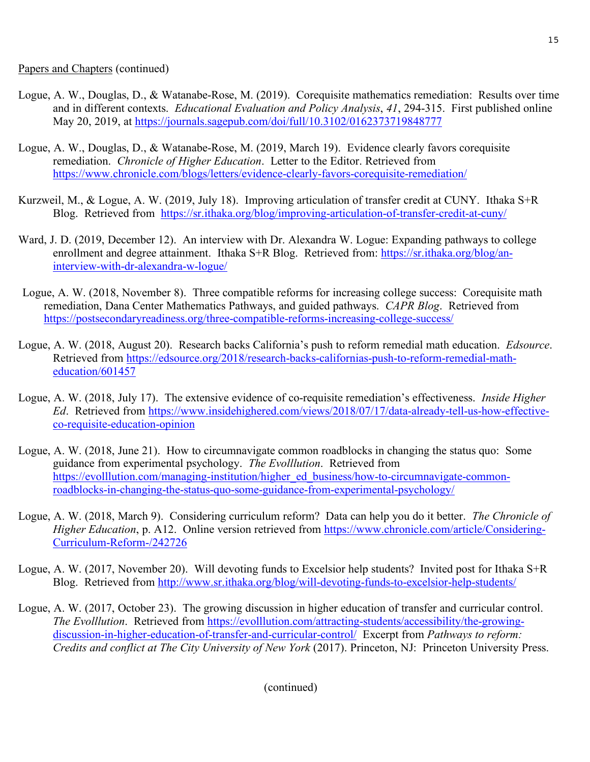Papers and Chapters (continued)

Logue, A. W., Douglas, D., & Watanabe-Rose, M. (2019). Corequisite mathematics remediation: Results over time and in different contexts. *Educational Evaluation and Policy Analysis*, *41*, 294-315. First published online May 20, 2019, at https://journals.sagepub.com/doi/full/10.3102/0162373719848777

Logue, A. W., Douglas, D., & Watanabe-Rose, M. (2019, March 19). Evidence clearly favors corequisite remediation. *Chronicle of Higher Education*. Letter to the Editor. Retrieved from https://www.chronicle.com/blogs/letters/evidence-clearly-favors-corequisite-remediation/

Kurzweil, M., & Logue, A. W. (2019, July 18). Improving articulation of transfer credit at CUNY. Ithaka S+R Blog. Retrieved from https://sr.ithaka.org/blog/improving-articulation-of-transfer-credit-at-cuny/

Ward, J. D. (2019, December 12). An interview with Dr. Alexandra W. Logue: Expanding pathways to college enrollment and degree attainment. Ithaka S+R Blog. Retrieved from: https://sr.ithaka.org/blog/an-interview-with-dr-alexandra-w-logue/

Logue, A. W. (2018, November 8). Three compatible reforms for increasing college success: Corequisite math remediation, Dana Center Mathematics Pathways, and guided pathways. *CAPR Blog*. Retrieved from https://postsecondaryreadiness.org/three-compatible-reforms-increasing-college-success/

Logue, A. W. (2018, August 20). Research backs California's push to reform remedial math education. *Edsource*. Retrieved from https://edsource.org/2018/research-backs-californias-push-to-reform-remedial-math-education/601457

Logue, A. W. (2018, July 17). The extensive evidence of co-requisite remediation's effectiveness. *Inside Higher Ed*. Retrieved from https://www.insidehighered.com/views/2018/07/17/data-already-tell-us-how-effective-co-requisite-education-opinion

Logue, A. W. (2018, June 21). How to circumnavigate common roadblocks in changing the status quo: Some guidance from experimental psychology. *The Evolllution*. Retrieved from https://evolllution.com/managing-institution/higher_ed_business/how-to-circumnavigate-common-roadblocks-in-changing-the-status-quo-some-guidance-from-experimental-psychology/

Logue, A. W. (2018, March 9). Considering curriculum reform? Data can help you do it better. *The Chronicle of Higher Education*, p. A12. Online version retrieved from https://www.chronicle.com/article/Considering-Curriculum-Reform-/242726

Logue, A. W. (2017, November 20). Will devoting funds to Excelsior help students? Invited post for Ithaka S+R Blog. Retrieved from http://www.sr.ithaka.org/blog/will-devoting-funds-to-excelsior-help-students/

Logue, A. W. (2017, October 23). The growing discussion in higher education of transfer and curricular control. *The Evolllution*. Retrieved from https://evolllution.com/attracting-students/accessibility/the-growing-discussion-in-higher-education-of-transfer-and-curricular-control/ Excerpt from *Pathways to reform: Credits and conflict at The City University of New York* (2017). Princeton, NJ: Princeton University Press.

(continued)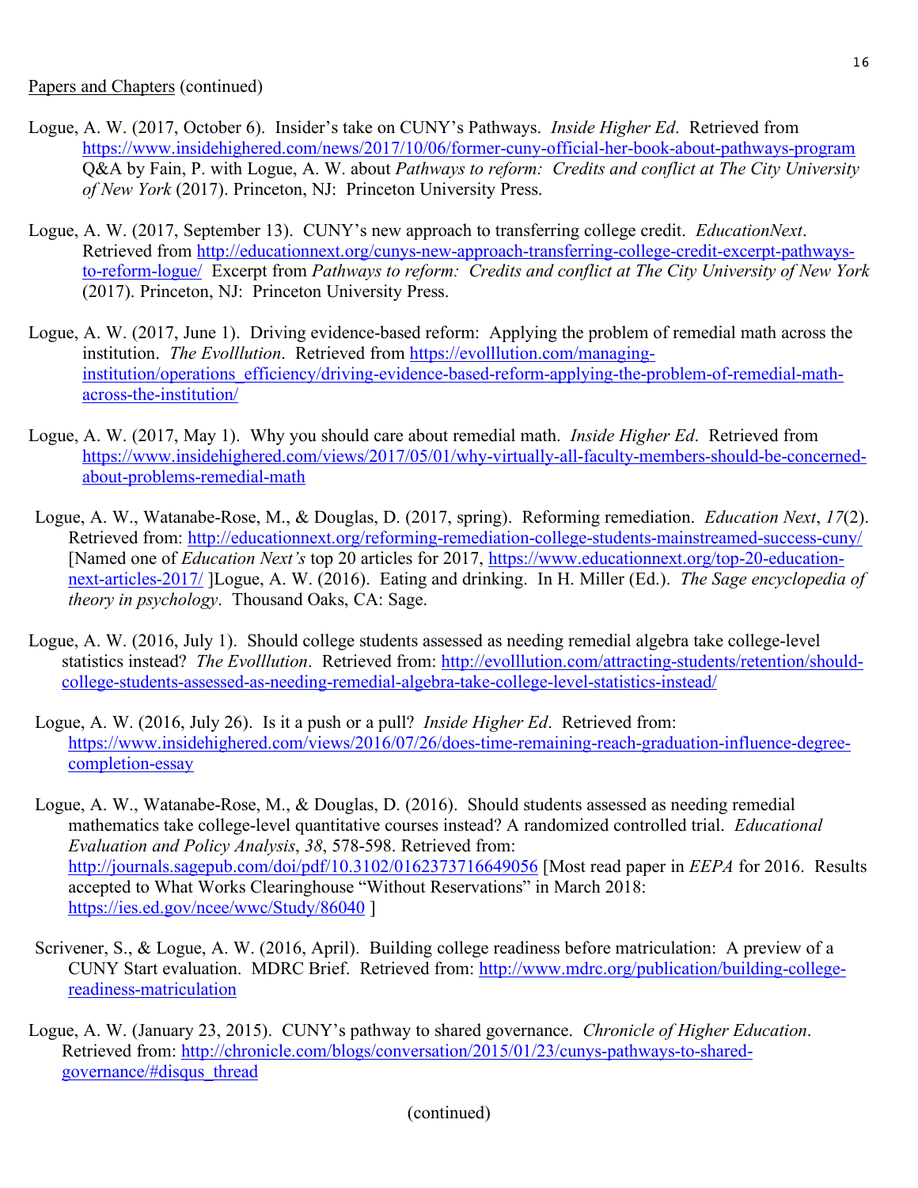Papers and Chapters (continued)

Logue, A. W. (2017, October 6). Insider's take on CUNY's Pathways. *Inside Higher Ed*. Retrieved from https://www.insidehighered.com/news/2017/10/06/former-cuny-official-her-book-about-pathways-program Q&A by Fain, P. with Logue, A. W. about *Pathways to reform: Credits and conflict at The City University of New York* (2017). Princeton, NJ: Princeton University Press.

Logue, A. W. (2017, September 13). CUNY's new approach to transferring college credit. *EducationNext*. Retrieved from http://educationnext.org/cunys-new-approach-transferring-college-credit-excerpt-pathways-to-reform-logue/ Excerpt from *Pathways to reform: Credits and conflict at The City University of New York* (2017). Princeton, NJ: Princeton University Press.

Logue, A. W. (2017, June 1). Driving evidence-based reform: Applying the problem of remedial math across the institution. *The Evolllution*. Retrieved from https://evolllution.com/managing-institution/operations_efficiency/driving-evidence-based-reform-applying-the-problem-of-remedial-math-across-the-institution/

Logue, A. W. (2017, May 1). Why you should care about remedial math. *Inside Higher Ed*. Retrieved from https://www.insidehighered.com/views/2017/05/01/why-virtually-all-faculty-members-should-be-concerned-about-problems-remedial-math

Logue, A. W., Watanabe-Rose, M., & Douglas, D. (2017, spring). Reforming remediation. *Education Next*, *17*(2). Retrieved from: http://educationnext.org/reforming-remediation-college-students-mainstreamed-success-cuny/ [Named one of *Education Next's* top 20 articles for 2017, https://www.educationnext.org/top-20-education-next-articles-2017/ ]Logue, A. W. (2016). Eating and drinking. In H. Miller (Ed.). *The Sage encyclopedia of theory in psychology*. Thousand Oaks, CA: Sage.

Logue, A. W. (2016, July 1). Should college students assessed as needing remedial algebra take college-level statistics instead? *The Evolllution*. Retrieved from: http://evolllution.com/attracting-students/retention/should-college-students-assessed-as-needing-remedial-algebra-take-college-level-statistics-instead/

Logue, A. W. (2016, July 26). Is it a push or a pull? *Inside Higher Ed*. Retrieved from: https://www.insidehighered.com/views/2016/07/26/does-time-remaining-reach-graduation-influence-degree-completion-essay

Logue, A. W., Watanabe-Rose, M., & Douglas, D. (2016). Should students assessed as needing remedial mathematics take college-level quantitative courses instead? A randomized controlled trial. *Educational Evaluation and Policy Analysis*, *38*, 578-598. Retrieved from: http://journals.sagepub.com/doi/pdf/10.3102/0162373716649056 [Most read paper in *EEPA* for 2016. Results accepted to What Works Clearinghouse "Without Reservations" in March 2018: https://ies.ed.gov/ncee/wwc/Study/86040 ]

Scrivener, S., & Logue, A. W. (2016, April). Building college readiness before matriculation: A preview of a CUNY Start evaluation. MDRC Brief. Retrieved from: http://www.mdrc.org/publication/building-college-readiness-matriculation

Logue, A. W. (January 23, 2015). CUNY's pathway to shared governance. *Chronicle of Higher Education*. Retrieved from: http://chronicle.com/blogs/conversation/2015/01/23/cunys-pathways-to-shared-governance/#disqus_thread

(continued)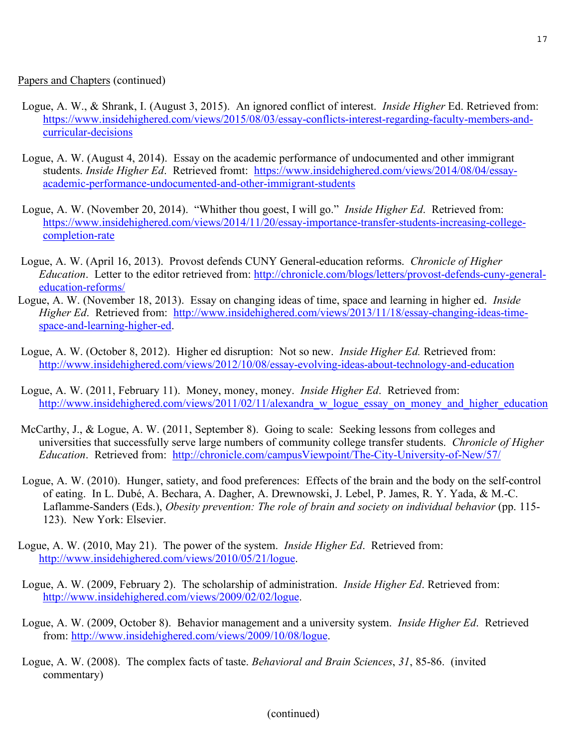<u>Papers and Chapters</u> (continued)

Logue, A. W., & Shrank, I. (August 3, 2015). An ignored conflict of interest. *Inside Higher* Ed. Retrieved from: https://www.insidehighered.com/views/2015/08/03/essay-conflicts-interest-regarding-faculty-members-and-curricular-decisions

Logue, A. W. (August 4, 2014). Essay on the academic performance of undocumented and other immigrant students. *Inside Higher Ed*. Retrieved fromt: https://www.insidehighered.com/views/2014/08/04/essay-academic-performance-undocumented-and-other-immigrant-students

Logue, A. W. (November 20, 2014). "Whither thou goest, I will go." *Inside Higher Ed*. Retrieved from: https://www.insidehighered.com/views/2014/11/20/essay-importance-transfer-students-increasing-college-completion-rate

Logue, A. W. (April 16, 2013). Provost defends CUNY General-education reforms. *Chronicle of Higher Education*. Letter to the editor retrieved from: http://chronicle.com/blogs/letters/provost-defends-cuny-general-education-reforms/

Logue, A. W. (November 18, 2013). Essay on changing ideas of time, space and learning in higher ed. *Inside Higher Ed*. Retrieved from: http://www.insidehighered.com/views/2013/11/18/essay-changing-ideas-time-space-and-learning-higher-ed.

Logue, A. W. (October 8, 2012). Higher ed disruption: Not so new. *Inside Higher Ed.* Retrieved from: http://www.insidehighered.com/views/2012/10/08/essay-evolving-ideas-about-technology-and-education

Logue, A. W. (2011, February 11). Money, money, money. *Inside Higher Ed*. Retrieved from: http://www.insidehighered.com/views/2011/02/11/alexandra_w_logue_essay_on_money_and_higher_education

McCarthy, J., & Logue, A. W. (2011, September 8). Going to scale: Seeking lessons from colleges and universities that successfully serve large numbers of community college transfer students. *Chronicle of Higher Education*. Retrieved from: http://chronicle.com/campusViewpoint/The-City-University-of-New/57/

Logue, A. W. (2010). Hunger, satiety, and food preferences: Effects of the brain and the body on the self-control of eating. In L. Dubé, A. Bechara, A. Dagher, A. Drewnowski, J. Lebel, P. James, R. Y. Yada, & M.-C. Laflamme-Sanders (Eds.), *Obesity prevention: The role of brain and society on individual behavior* (pp. 115-123). New York: Elsevier.

Logue, A. W. (2010, May 21). The power of the system. *Inside Higher Ed*. Retrieved from: http://www.insidehighered.com/views/2010/05/21/logue.

Logue, A. W. (2009, February 2). The scholarship of administration. *Inside Higher Ed*. Retrieved from: http://www.insidehighered.com/views/2009/02/02/logue.

Logue, A. W. (2009, October 8). Behavior management and a university system. *Inside Higher Ed*. Retrieved from: http://www.insidehighered.com/views/2009/10/08/logue.

Logue, A. W. (2008). The complex facts of taste. *Behavioral and Brain Sciences*, *31*, 85-86. (invited commentary)

(continued)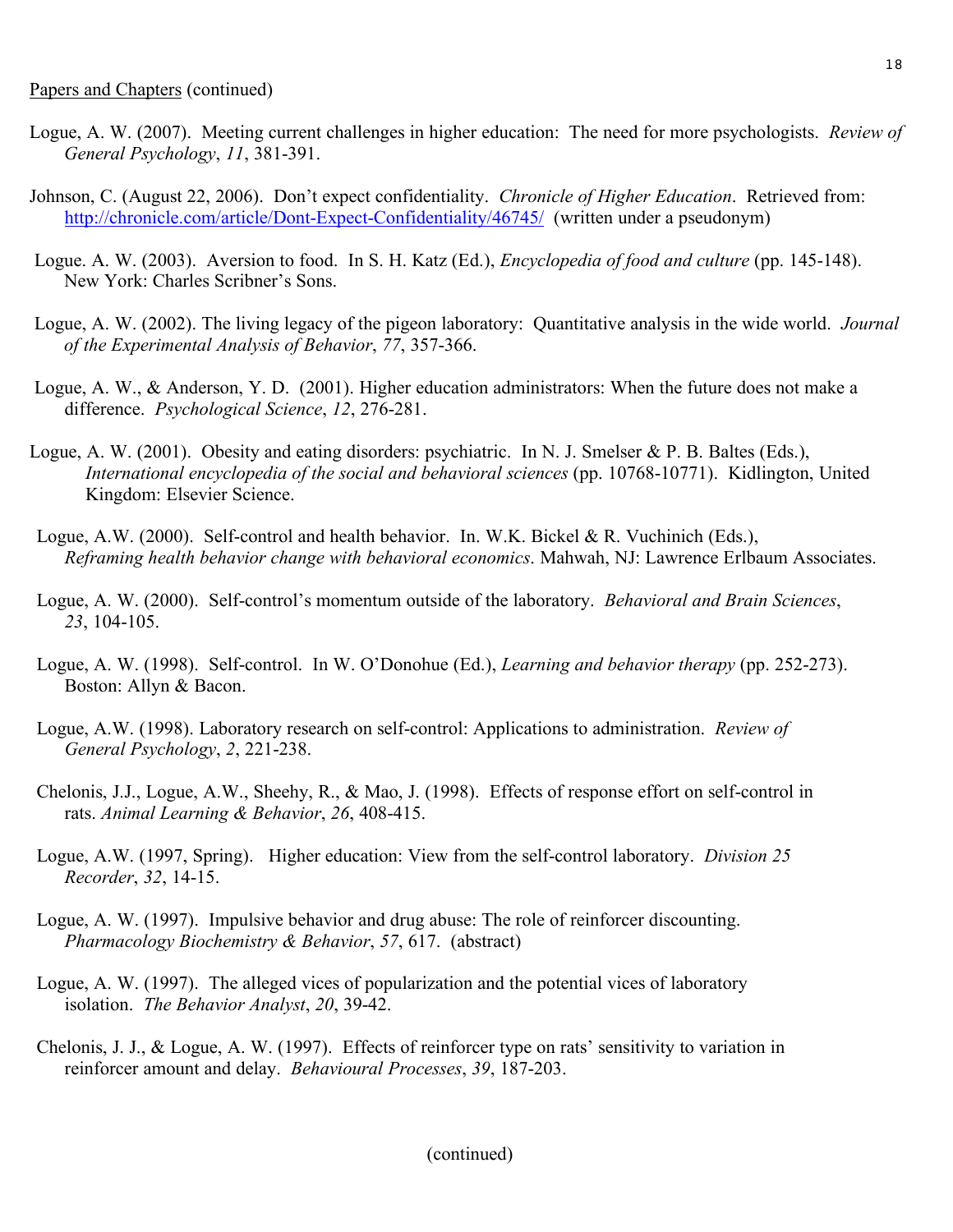Papers and Chapters (continued)

Logue, A. W. (2007). Meeting current challenges in higher education: The need for more psychologists. *Review of General Psychology*, *11*, 381-391.

Johnson, C. (August 22, 2006). Don't expect confidentiality. *Chronicle of Higher Education*. Retrieved from: http://chronicle.com/article/Dont-Expect-Confidentiality/46745/ (written under a pseudonym)

Logue. A. W. (2003). Aversion to food. In S. H. Katz (Ed.), *Encyclopedia of food and culture* (pp. 145-148). New York: Charles Scribner's Sons.

Logue, A. W. (2002). The living legacy of the pigeon laboratory: Quantitative analysis in the wide world. *Journal of the Experimental Analysis of Behavior*, *77*, 357-366.

Logue, A. W., & Anderson, Y. D. (2001). Higher education administrators: When the future does not make a difference. *Psychological Science*, *12*, 276-281.

Logue, A. W. (2001). Obesity and eating disorders: psychiatric. In N. J. Smelser & P. B. Baltes (Eds.), *International encyclopedia of the social and behavioral sciences* (pp. 10768-10771). Kidlington, United Kingdom: Elsevier Science.

Logue, A.W. (2000). Self-control and health behavior. In. W.K. Bickel & R. Vuchinich (Eds.), *Reframing health behavior change with behavioral economics*. Mahwah, NJ: Lawrence Erlbaum Associates.

Logue, A. W. (2000). Self-control's momentum outside of the laboratory. *Behavioral and Brain Sciences*, *23*, 104-105.

Logue, A. W. (1998). Self-control. In W. O'Donohue (Ed.), *Learning and behavior therapy* (pp. 252-273). Boston: Allyn & Bacon.

Logue, A.W. (1998). Laboratory research on self-control: Applications to administration. *Review of General Psychology*, *2*, 221-238.

Chelonis, J.J., Logue, A.W., Sheehy, R., & Mao, J. (1998). Effects of response effort on self-control in rats. *Animal Learning & Behavior*, *26*, 408-415.

Logue, A.W. (1997, Spring). Higher education: View from the self-control laboratory. *Division 25 Recorder*, *32*, 14-15.

Logue, A. W. (1997). Impulsive behavior and drug abuse: The role of reinforcer discounting. *Pharmacology Biochemistry & Behavior*, *57*, 617. (abstract)

Logue, A. W. (1997). The alleged vices of popularization and the potential vices of laboratory isolation. *The Behavior Analyst*, *20*, 39-42.

Chelonis, J. J., & Logue, A. W. (1997). Effects of reinforcer type on rats' sensitivity to variation in reinforcer amount and delay. *Behavioural Processes*, *39*, 187-203.

(continued)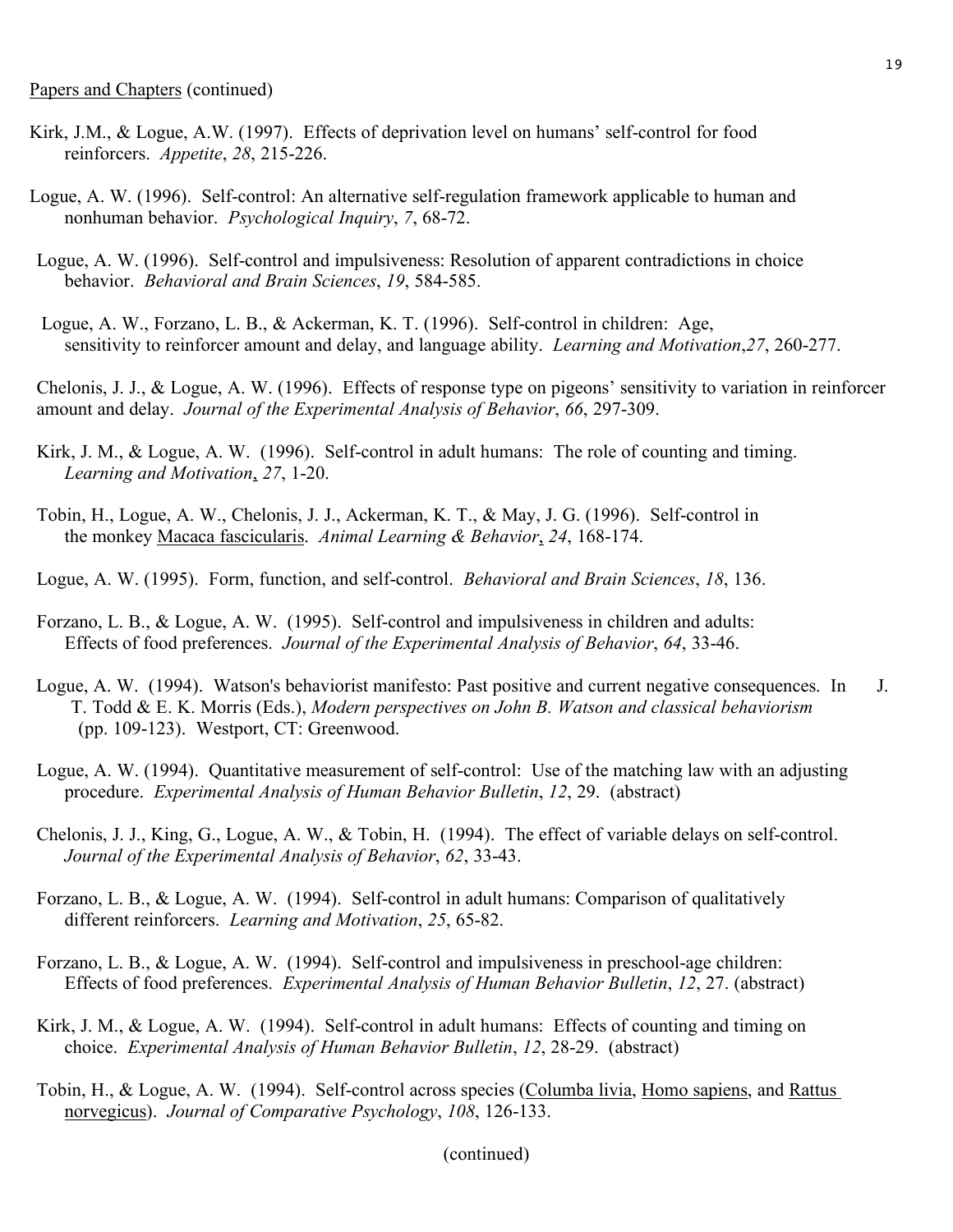Papers and Chapters (continued)

Kirk, J.M., & Logue, A.W. (1997). Effects of deprivation level on humans' self-control for food reinforcers. *Appetite*, *28*, 215-226.

Logue, A. W. (1996). Self-control: An alternative self-regulation framework applicable to human and nonhuman behavior. *Psychological Inquiry*, *7*, 68-72.

Logue, A. W. (1996). Self-control and impulsiveness: Resolution of apparent contradictions in choice behavior. *Behavioral and Brain Sciences*, *19*, 584-585.

Logue, A. W., Forzano, L. B., & Ackerman, K. T. (1996). Self-control in children: Age, sensitivity to reinforcer amount and delay, and language ability. *Learning and Motivation*,*27*, 260-277.

Chelonis, J. J., & Logue, A. W. (1996). Effects of response type on pigeons' sensitivity to variation in reinforcer amount and delay. *Journal of the Experimental Analysis of Behavior*, *66*, 297-309.

Kirk, J. M., & Logue, A. W. (1996). Self-control in adult humans: The role of counting and timing. *Learning and Motivation*, *27*, 1-20.

Tobin, H., Logue, A. W., Chelonis, J. J., Ackerman, K. T., & May, J. G. (1996). Self-control in the monkey Macaca fascicularis. *Animal Learning & Behavior*, *24*, 168-174.

Logue, A. W. (1995). Form, function, and self-control. *Behavioral and Brain Sciences*, *18*, 136.

Forzano, L. B., & Logue, A. W. (1995). Self-control and impulsiveness in children and adults: Effects of food preferences. *Journal of the Experimental Analysis of Behavior*, *64*, 33-46.

Logue, A. W. (1994). Watson's behaviorist manifesto: Past positive and current negative consequences. In J. T. Todd & E. K. Morris (Eds.), *Modern perspectives on John B. Watson and classical behaviorism* (pp. 109-123). Westport, CT: Greenwood.

Logue, A. W. (1994). Quantitative measurement of self-control: Use of the matching law with an adjusting procedure. *Experimental Analysis of Human Behavior Bulletin*, *12*, 29. (abstract)

Chelonis, J. J., King, G., Logue, A. W., & Tobin, H. (1994). The effect of variable delays on self-control. *Journal of the Experimental Analysis of Behavior*, *62*, 33-43.

Forzano, L. B., & Logue, A. W. (1994). Self-control in adult humans: Comparison of qualitatively different reinforcers. *Learning and Motivation*, *25*, 65-82.

Forzano, L. B., & Logue, A. W. (1994). Self-control and impulsiveness in preschool-age children: Effects of food preferences. *Experimental Analysis of Human Behavior Bulletin*, *12*, 27. (abstract)

Kirk, J. M., & Logue, A. W. (1994). Self-control in adult humans: Effects of counting and timing on choice. *Experimental Analysis of Human Behavior Bulletin*, *12*, 28-29. (abstract)

Tobin, H., & Logue, A. W. (1994). Self-control across species (Columba livia, Homo sapiens, and Rattus norvegicus). *Journal of Comparative Psychology*, *108*, 126-133.

(continued)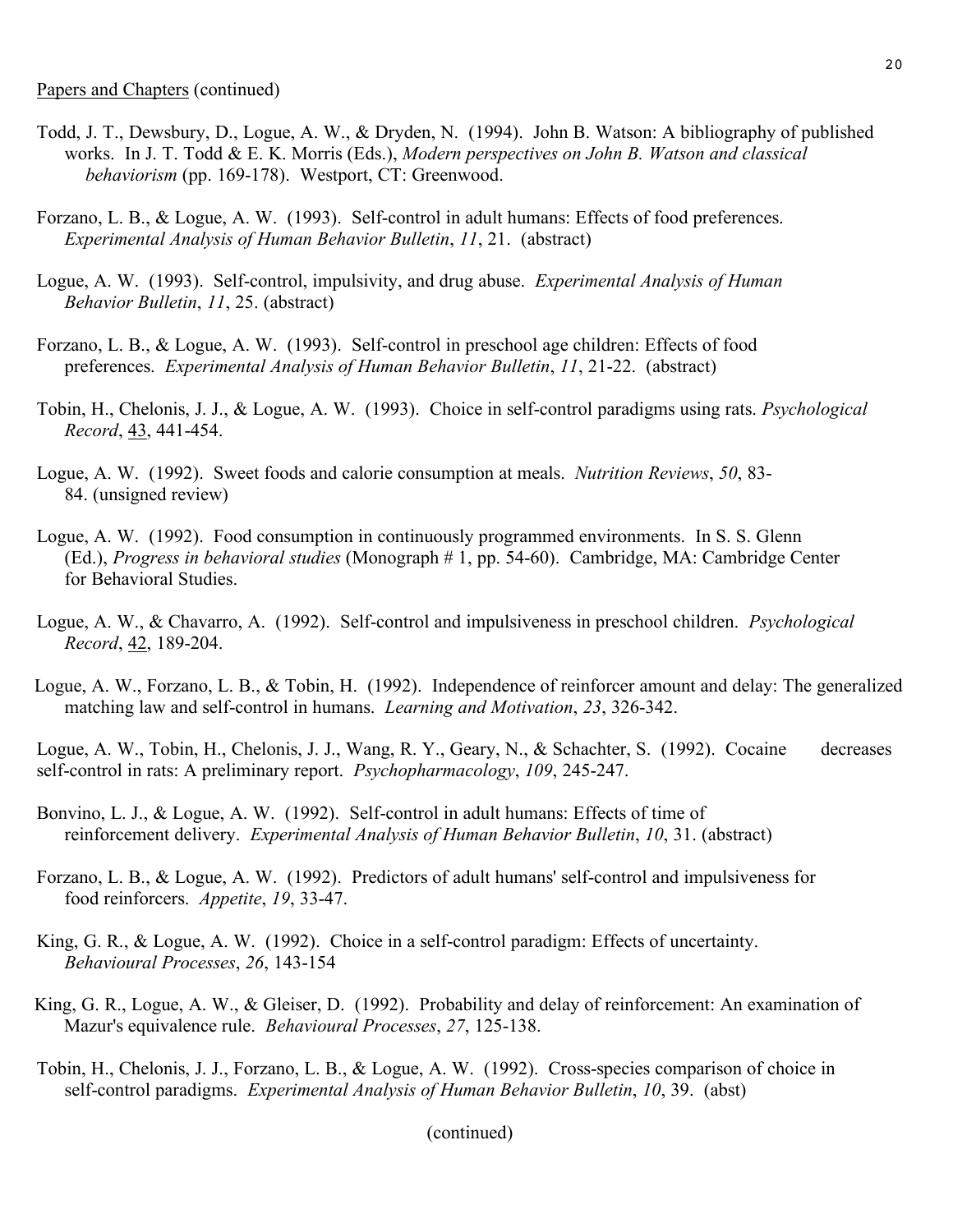<u>Papers and Chapters</u> (continued)

Todd, J. T., Dewsbury, D., Logue, A. W., & Dryden, N. (1994). John B. Watson: A bibliography of published works. In J. T. Todd & E. K. Morris (Eds.), *Modern perspectives on John B. Watson and classical behaviorism* (pp. 169-178). Westport, CT: Greenwood.

Forzano, L. B., & Logue, A. W. (1993). Self-control in adult humans: Effects of food preferences. *Experimental Analysis of Human Behavior Bulletin*, *11*, 21. (abstract)

Logue, A. W. (1993). Self-control, impulsivity, and drug abuse. *Experimental Analysis of Human Behavior Bulletin*, *11*, 25. (abstract)

Forzano, L. B., & Logue, A. W. (1993). Self-control in preschool age children: Effects of food preferences. *Experimental Analysis of Human Behavior Bulletin*, *11*, 21-22. (abstract)

Tobin, H., Chelonis, J. J., & Logue, A. W. (1993). Choice in self-control paradigms using rats. *Psychological Record*, <u>43</u>, 441-454.

Logue, A. W. (1992). Sweet foods and calorie consumption at meals. *Nutrition Reviews*, *50*, 83-84. (unsigned review)

Logue, A. W. (1992). Food consumption in continuously programmed environments. In S. S. Glenn (Ed.), *Progress in behavioral studies* (Monograph # 1, pp. 54-60). Cambridge, MA: Cambridge Center for Behavioral Studies.

Logue, A. W., & Chavarro, A. (1992). Self-control and impulsiveness in preschool children. *Psychological Record*, <u>42</u>, 189-204.

Logue, A. W., Forzano, L. B., & Tobin, H. (1992). Independence of reinforcer amount and delay: The generalized matching law and self-control in humans. *Learning and Motivation*, *23*, 326-342.

Logue, A. W., Tobin, H., Chelonis, J. J., Wang, R. Y., Geary, N., & Schachter, S. (1992). Cocaine decreases self-control in rats: A preliminary report. *Psychopharmacology*, *109*, 245-247.

Bonvino, L. J., & Logue, A. W. (1992). Self-control in adult humans: Effects of time of reinforcement delivery. *Experimental Analysis of Human Behavior Bulletin*, *10*, 31. (abstract)

Forzano, L. B., & Logue, A. W. (1992). Predictors of adult humans' self-control and impulsiveness for food reinforcers. *Appetite*, *19*, 33-47.

King, G. R., & Logue, A. W. (1992). Choice in a self-control paradigm: Effects of uncertainty. *Behavioural Processes*, *26*, 143-154

King, G. R., Logue, A. W., & Gleiser, D. (1992). Probability and delay of reinforcement: An examination of Mazur's equivalence rule. *Behavioural Processes*, *27*, 125-138.

Tobin, H., Chelonis, J. J., Forzano, L. B., & Logue, A. W. (1992). Cross-species comparison of choice in self-control paradigms. *Experimental Analysis of Human Behavior Bulletin*, *10*, 39. (abst)

(continued)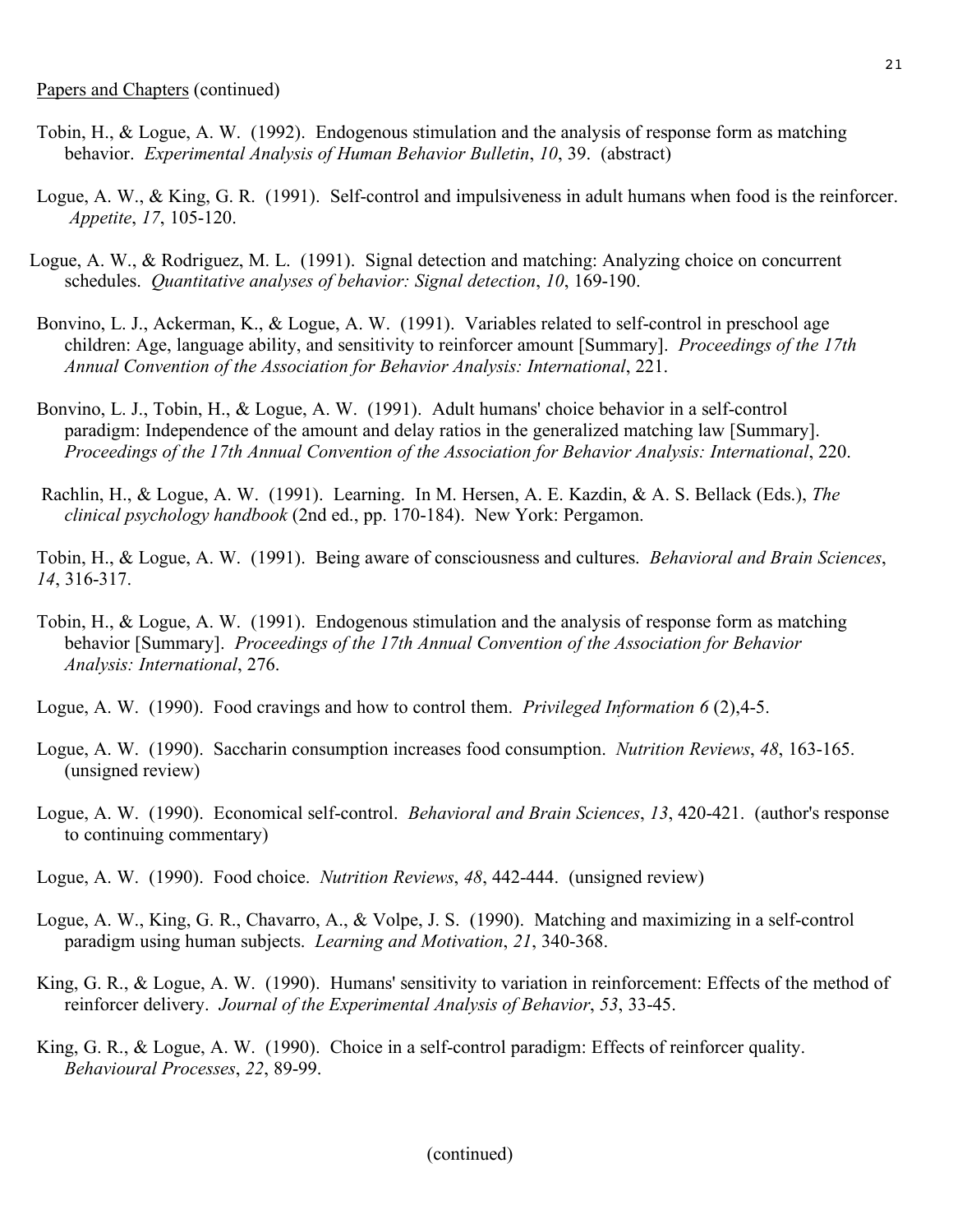Papers and Chapters (continued)

Tobin, H., & Logue, A. W. (1992). Endogenous stimulation and the analysis of response form as matching behavior. *Experimental Analysis of Human Behavior Bulletin*, *10*, 39. (abstract)

Logue, A. W., & King, G. R. (1991). Self-control and impulsiveness in adult humans when food is the reinforcer. *Appetite*, *17*, 105-120.

Logue, A. W., & Rodriguez, M. L. (1991). Signal detection and matching: Analyzing choice on concurrent schedules. *Quantitative analyses of behavior: Signal detection*, *10*, 169-190.

Bonvino, L. J., Ackerman, K., & Logue, A. W. (1991). Variables related to self-control in preschool age children: Age, language ability, and sensitivity to reinforcer amount [Summary]. *Proceedings of the 17th Annual Convention of the Association for Behavior Analysis: International*, 221.

Bonvino, L. J., Tobin, H., & Logue, A. W. (1991). Adult humans' choice behavior in a self-control paradigm: Independence of the amount and delay ratios in the generalized matching law [Summary]. *Proceedings of the 17th Annual Convention of the Association for Behavior Analysis: International*, 220.

Rachlin, H., & Logue, A. W. (1991). Learning. In M. Hersen, A. E. Kazdin, & A. S. Bellack (Eds.), *The clinical psychology handbook* (2nd ed., pp. 170-184). New York: Pergamon.

Tobin, H., & Logue, A. W. (1991). Being aware of consciousness and cultures. *Behavioral and Brain Sciences*, *14*, 316-317.

Tobin, H., & Logue, A. W. (1991). Endogenous stimulation and the analysis of response form as matching behavior [Summary]. *Proceedings of the 17th Annual Convention of the Association for Behavior Analysis: International*, 276.

Logue, A. W. (1990). Food cravings and how to control them. *Privileged Information 6* (2),4-5.

Logue, A. W. (1990). Saccharin consumption increases food consumption. *Nutrition Reviews*, *48*, 163-165. (unsigned review)

Logue, A. W. (1990). Economical self-control. *Behavioral and Brain Sciences*, *13*, 420-421. (author's response to continuing commentary)

Logue, A. W. (1990). Food choice. *Nutrition Reviews*, *48*, 442-444. (unsigned review)

Logue, A. W., King, G. R., Chavarro, A., & Volpe, J. S. (1990). Matching and maximizing in a self-control paradigm using human subjects. *Learning and Motivation*, *21*, 340-368.

King, G. R., & Logue, A. W. (1990). Humans' sensitivity to variation in reinforcement: Effects of the method of reinforcer delivery. *Journal of the Experimental Analysis of Behavior*, *53*, 33-45.

King, G. R., & Logue, A. W. (1990). Choice in a self-control paradigm: Effects of reinforcer quality. *Behavioural Processes*, *22*, 89-99.

(continued)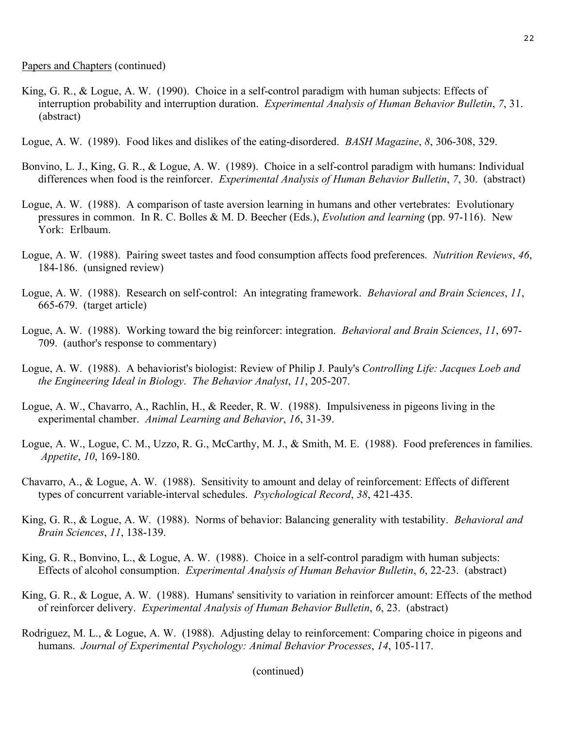Papers and Chapters (continued)

King, G. R., & Logue, A. W. (1990). Choice in a self-control paradigm with human subjects: Effects of interruption probability and interruption duration. *Experimental Analysis of Human Behavior Bulletin*, *7*, 31. (abstract)

Logue, A. W. (1989). Food likes and dislikes of the eating-disordered. *BASH Magazine*, *8*, 306-308, 329.

Bonvino, L. J., King, G. R., & Logue, A. W. (1989). Choice in a self-control paradigm with humans: Individual differences when food is the reinforcer. *Experimental Analysis of Human Behavior Bulletin*, *7*, 30. (abstract)

Logue, A. W. (1988). A comparison of taste aversion learning in humans and other vertebrates: Evolutionary pressures in common. In R. C. Bolles & M. D. Beecher (Eds.), *Evolution and learning* (pp. 97-116). New York: Erlbaum.

Logue, A. W. (1988). Pairing sweet tastes and food consumption affects food preferences. *Nutrition Reviews*, *46*, 184-186. (unsigned review)

Logue, A. W. (1988). Research on self-control: An integrating framework. *Behavioral and Brain Sciences*, *11*, 665-679. (target article)

Logue, A. W. (1988). Working toward the big reinforcer: integration. *Behavioral and Brain Sciences*, *11*, 697-709. (author's response to commentary)

Logue, A. W. (1988). A behaviorist's biologist: Review of Philip J. Pauly's *Controlling Life: Jacques Loeb and the Engineering Ideal in Biology*. *The Behavior Analyst*, *11*, 205-207.

Logue, A. W., Chavarro, A., Rachlin, H., & Reeder, R. W. (1988). Impulsiveness in pigeons living in the experimental chamber. *Animal Learning and Behavior*, *16*, 31-39.

Logue, A. W., Logue, C. M., Uzzo, R. G., McCarthy, M. J., & Smith, M. E. (1988). Food preferences in families. *Appetite*, *10*, 169-180.

Chavarro, A., & Logue, A. W. (1988). Sensitivity to amount and delay of reinforcement: Effects of different types of concurrent variable-interval schedules. *Psychological Record*, *38*, 421-435.

King, G. R., & Logue, A. W. (1988). Norms of behavior: Balancing generality with testability. *Behavioral and Brain Sciences*, *11*, 138-139.

King, G. R., Bonvino, L., & Logue, A. W. (1988). Choice in a self-control paradigm with human subjects: Effects of alcohol consumption. *Experimental Analysis of Human Behavior Bulletin*, *6*, 22-23. (abstract)

King, G. R., & Logue, A. W. (1988). Humans' sensitivity to variation in reinforcer amount: Effects of the method of reinforcer delivery. *Experimental Analysis of Human Behavior Bulletin*, *6*, 23. (abstract)

Rodriguez, M. L., & Logue, A. W. (1988). Adjusting delay to reinforcement: Comparing choice in pigeons and humans. *Journal of Experimental Psychology: Animal Behavior Processes*, *14*, 105-117.

(continued)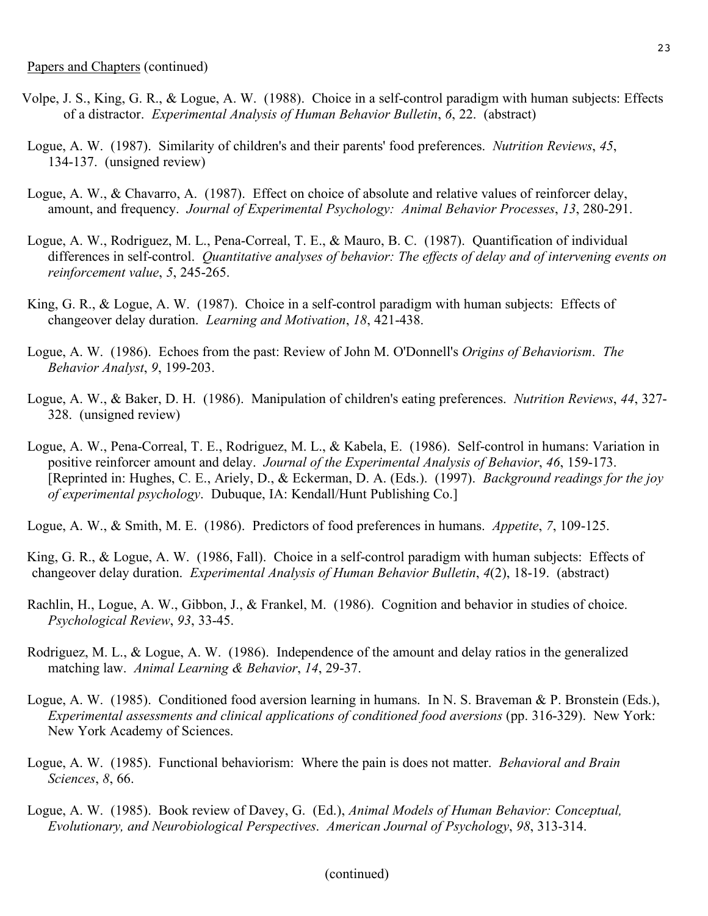Papers and Chapters (continued)

Volpe, J. S., King, G. R., & Logue, A. W. (1988). Choice in a self-control paradigm with human subjects: Effects of a distractor. *Experimental Analysis of Human Behavior Bulletin*, *6*, 22. (abstract)

Logue, A. W. (1987). Similarity of children's and their parents' food preferences. *Nutrition Reviews*, *45*, 134-137. (unsigned review)

Logue, A. W., & Chavarro, A. (1987). Effect on choice of absolute and relative values of reinforcer delay, amount, and frequency. *Journal of Experimental Psychology: Animal Behavior Processes*, *13*, 280-291.

Logue, A. W., Rodriguez, M. L., Pena-Correal, T. E., & Mauro, B. C. (1987). Quantification of individual differences in self-control. *Quantitative analyses of behavior: The effects of delay and of intervening events on reinforcement value*, *5*, 245-265.

King, G. R., & Logue, A. W. (1987). Choice in a self-control paradigm with human subjects: Effects of changeover delay duration. *Learning and Motivation*, *18*, 421-438.

Logue, A. W. (1986). Echoes from the past: Review of John M. O'Donnell's *Origins of Behaviorism*. *The Behavior Analyst*, *9*, 199-203.

Logue, A. W., & Baker, D. H. (1986). Manipulation of children's eating preferences. *Nutrition Reviews*, *44*, 327-328. (unsigned review)

Logue, A. W., Pena-Correal, T. E., Rodriguez, M. L., & Kabela, E. (1986). Self-control in humans: Variation in positive reinforcer amount and delay. *Journal of the Experimental Analysis of Behavior*, *46*, 159-173. [Reprinted in: Hughes, C. E., Ariely, D., & Eckerman, D. A. (Eds.). (1997). *Background readings for the joy of experimental psychology*. Dubuque, IA: Kendall/Hunt Publishing Co.]

Logue, A. W., & Smith, M. E. (1986). Predictors of food preferences in humans. *Appetite*, *7*, 109-125.

King, G. R., & Logue, A. W. (1986, Fall). Choice in a self-control paradigm with human subjects: Effects of changeover delay duration. *Experimental Analysis of Human Behavior Bulletin*, *4*(2), 18-19. (abstract)

Rachlin, H., Logue, A. W., Gibbon, J., & Frankel, M. (1986). Cognition and behavior in studies of choice. *Psychological Review*, *93*, 33-45.

Rodriguez, M. L., & Logue, A. W. (1986). Independence of the amount and delay ratios in the generalized matching law. *Animal Learning & Behavior*, *14*, 29-37.

Logue, A. W. (1985). Conditioned food aversion learning in humans. In N. S. Braveman & P. Bronstein (Eds.), *Experimental assessments and clinical applications of conditioned food aversions* (pp. 316-329). New York: New York Academy of Sciences.

Logue, A. W. (1985). Functional behaviorism: Where the pain is does not matter. *Behavioral and Brain Sciences*, *8*, 66.

Logue, A. W. (1985). Book review of Davey, G. (Ed.), *Animal Models of Human Behavior: Conceptual, Evolutionary, and Neurobiological Perspectives*. *American Journal of Psychology*, *98*, 313-314.

(continued)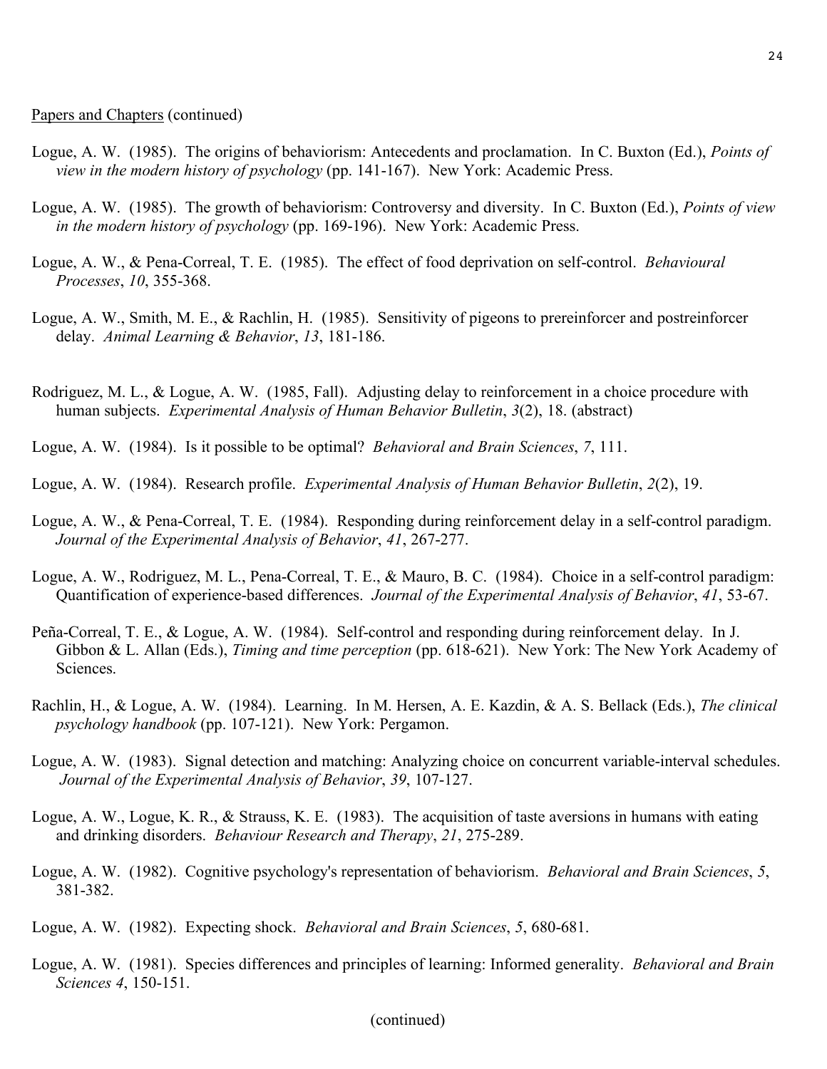Papers and Chapters (continued)

Logue, A. W. (1985). The origins of behaviorism: Antecedents and proclamation. In C. Buxton (Ed.), *Points of view in the modern history of psychology* (pp. 141-167). New York: Academic Press.

Logue, A. W. (1985). The growth of behaviorism: Controversy and diversity. In C. Buxton (Ed.), *Points of view in the modern history of psychology* (pp. 169-196). New York: Academic Press.

Logue, A. W., & Pena-Correal, T. E. (1985). The effect of food deprivation on self-control. *Behavioural Processes*, *10*, 355-368.

Logue, A. W., Smith, M. E., & Rachlin, H. (1985). Sensitivity of pigeons to prereinforcer and postreinforcer delay. *Animal Learning & Behavior*, *13*, 181-186.

Rodriguez, M. L., & Logue, A. W. (1985, Fall). Adjusting delay to reinforcement in a choice procedure with human subjects. *Experimental Analysis of Human Behavior Bulletin*, *3*(2), 18. (abstract)

Logue, A. W. (1984). Is it possible to be optimal? *Behavioral and Brain Sciences*, *7*, 111.

Logue, A. W. (1984). Research profile. *Experimental Analysis of Human Behavior Bulletin*, *2*(2), 19.

Logue, A. W., & Pena-Correal, T. E. (1984). Responding during reinforcement delay in a self-control paradigm. *Journal of the Experimental Analysis of Behavior*, *41*, 267-277.

Logue, A. W., Rodriguez, M. L., Pena-Correal, T. E., & Mauro, B. C. (1984). Choice in a self-control paradigm: Quantification of experience-based differences. *Journal of the Experimental Analysis of Behavior*, *41*, 53-67.

Peña-Correal, T. E., & Logue, A. W. (1984). Self-control and responding during reinforcement delay. In J. Gibbon & L. Allan (Eds.), *Timing and time perception* (pp. 618-621). New York: The New York Academy of Sciences.

Rachlin, H., & Logue, A. W. (1984). Learning. In M. Hersen, A. E. Kazdin, & A. S. Bellack (Eds.), *The clinical psychology handbook* (pp. 107-121). New York: Pergamon.

Logue, A. W. (1983). Signal detection and matching: Analyzing choice on concurrent variable-interval schedules. *Journal of the Experimental Analysis of Behavior*, *39*, 107-127.

Logue, A. W., Logue, K. R., & Strauss, K. E. (1983). The acquisition of taste aversions in humans with eating and drinking disorders. *Behaviour Research and Therapy*, *21*, 275-289.

Logue, A. W. (1982). Cognitive psychology's representation of behaviorism. *Behavioral and Brain Sciences*, *5*, 381-382.

Logue, A. W. (1982). Expecting shock. *Behavioral and Brain Sciences*, *5*, 680-681.

Logue, A. W. (1981). Species differences and principles of learning: Informed generality. *Behavioral and Brain Sciences 4*, 150-151.

(continued)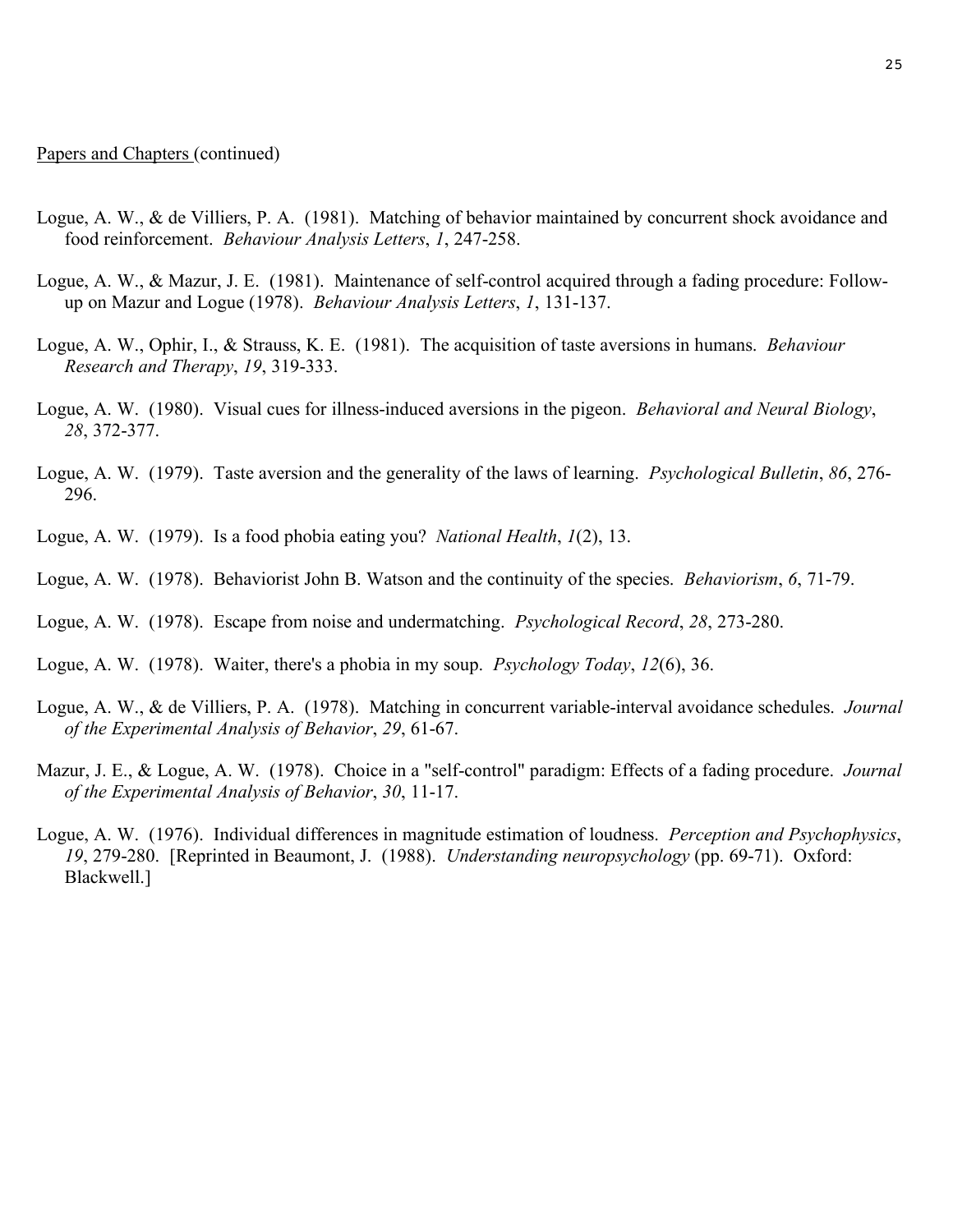Papers and Chapters (continued)

Logue, A. W., & de Villiers, P. A.  (1981).  Matching of behavior maintained by concurrent shock avoidance and food reinforcement.  *Behaviour Analysis Letters*, *1*, 247-258.

Logue, A. W., & Mazur, J. E.  (1981).  Maintenance of self-control acquired through a fading procedure: Follow-up on Mazur and Logue (1978).  *Behaviour Analysis Letters*, *1*, 131-137.

Logue, A. W., Ophir, I., & Strauss, K. E.  (1981).  The acquisition of taste aversions in humans.  *Behaviour Research and Therapy*, *19*, 319-333.

Logue, A. W.  (1980).  Visual cues for illness-induced aversions in the pigeon.  *Behavioral and Neural Biology*, *28*, 372-377.

Logue, A. W.  (1979).  Taste aversion and the generality of the laws of learning.  *Psychological Bulletin*, *86*, 276-296.

Logue, A. W.  (1979).  Is a food phobia eating you?  *National Health*, *1*(2), 13.

Logue, A. W.  (1978).  Behaviorist John B. Watson and the continuity of the species.  *Behaviorism*, *6*, 71-79.

Logue, A. W.  (1978).  Escape from noise and undermatching.  *Psychological Record*, *28*, 273-280.

Logue, A. W.  (1978).  Waiter, there's a phobia in my soup.  *Psychology Today*, *12*(6), 36.

Logue, A. W., & de Villiers, P. A.  (1978).  Matching in concurrent variable-interval avoidance schedules.  *Journal of the Experimental Analysis of Behavior*, *29*, 61-67.

Mazur, J. E., & Logue, A. W.  (1978).  Choice in a "self-control" paradigm: Effects of a fading procedure.  *Journal of the Experimental Analysis of Behavior*, *30*, 11-17.

Logue, A. W.  (1976).  Individual differences in magnitude estimation of loudness.  *Perception and Psychophysics*, *19*, 279-280.  [Reprinted in Beaumont, J.  (1988).  *Understanding neuropsychology* (pp. 69-71).  Oxford: Blackwell.]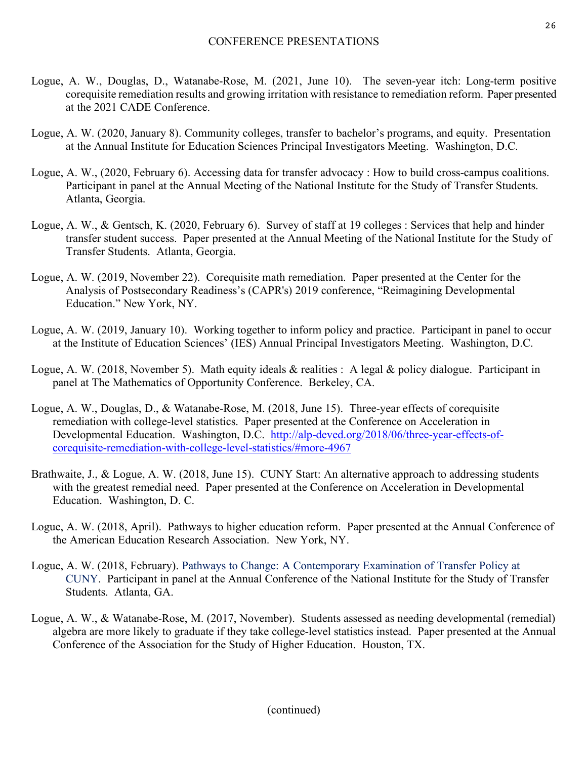## CONFERENCE PRESENTATIONS

Logue, A. W., Douglas, D., Watanabe-Rose, M. (2021, June 10). The seven-year itch: Long-term positive corequisite remediation results and growing irritation with resistance to remediation reform. Paper presented at the 2021 CADE Conference.

Logue, A. W. (2020, January 8). Community colleges, transfer to bachelor's programs, and equity. Presentation at the Annual Institute for Education Sciences Principal Investigators Meeting. Washington, D.C.

Logue, A. W., (2020, February 6). Accessing data for transfer advocacy : How to build cross-campus coalitions. Participant in panel at the Annual Meeting of the National Institute for the Study of Transfer Students. Atlanta, Georgia.

Logue, A. W., & Gentsch, K. (2020, February 6). Survey of staff at 19 colleges : Services that help and hinder transfer student success. Paper presented at the Annual Meeting of the National Institute for the Study of Transfer Students. Atlanta, Georgia.

Logue, A. W. (2019, November 22). Corequisite math remediation. Paper presented at the Center for the Analysis of Postsecondary Readiness's (CAPR's) 2019 conference, "Reimagining Developmental Education." New York, NY.

Logue, A. W. (2019, January 10). Working together to inform policy and practice. Participant in panel to occur at the Institute of Education Sciences' (IES) Annual Principal Investigators Meeting. Washington, D.C.

Logue, A. W. (2018, November 5). Math equity ideals & realities : A legal & policy dialogue. Participant in panel at The Mathematics of Opportunity Conference. Berkeley, CA.

Logue, A. W., Douglas, D., & Watanabe-Rose, M. (2018, June 15). Three-year effects of corequisite remediation with college-level statistics. Paper presented at the Conference on Acceleration in Developmental Education. Washington, D.C. http://alp-deved.org/2018/06/three-year-effects-of-corequisite-remediation-with-college-level-statistics/#more-4967

Brathwaite, J., & Logue, A. W. (2018, June 15). CUNY Start: An alternative approach to addressing students with the greatest remedial need. Paper presented at the Conference on Acceleration in Developmental Education. Washington, D. C.

Logue, A. W. (2018, April). Pathways to higher education reform. Paper presented at the Annual Conference of the American Education Research Association. New York, NY.

Logue, A. W. (2018, February). Pathways to Change: A Contemporary Examination of Transfer Policy at CUNY. Participant in panel at the Annual Conference of the National Institute for the Study of Transfer Students. Atlanta, GA.

Logue, A. W., & Watanabe-Rose, M. (2017, November). Students assessed as needing developmental (remedial) algebra are more likely to graduate if they take college-level statistics instead. Paper presented at the Annual Conference of the Association for the Study of Higher Education. Houston, TX.

(continued)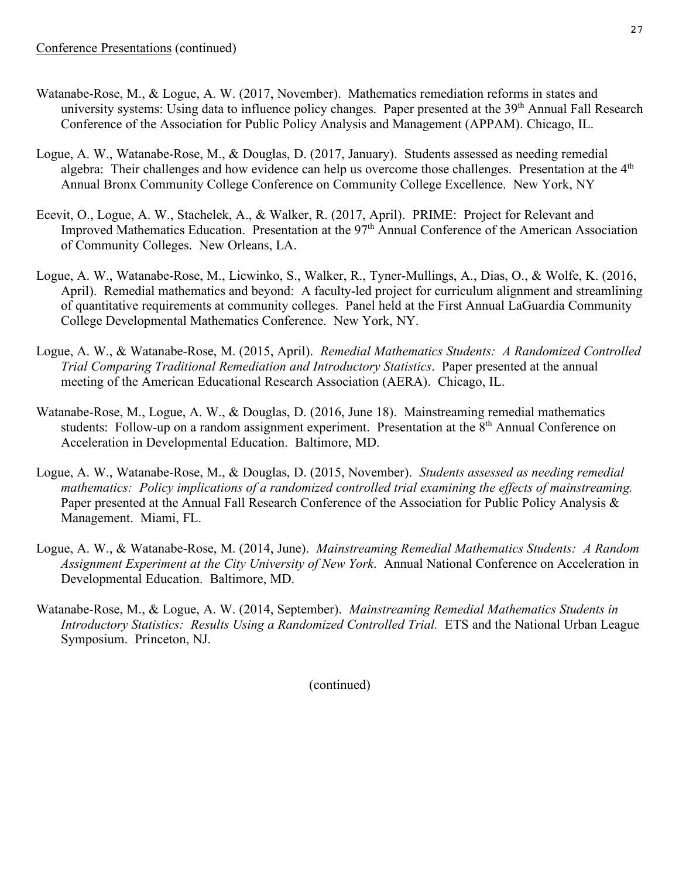Conference Presentations (continued)

Watanabe-Rose, M., & Logue, A. W. (2017, November). Mathematics remediation reforms in states and university systems: Using data to influence policy changes. Paper presented at the 39th Annual Fall Research Conference of the Association for Public Policy Analysis and Management (APPAM). Chicago, IL.

Logue, A. W., Watanabe-Rose, M., & Douglas, D. (2017, January). Students assessed as needing remedial algebra: Their challenges and how evidence can help us overcome those challenges. Presentation at the 4th Annual Bronx Community College Conference on Community College Excellence. New York, NY

Ecevit, O., Logue, A. W., Stachelek, A., & Walker, R. (2017, April). PRIME: Project for Relevant and Improved Mathematics Education. Presentation at the 97th Annual Conference of the American Association of Community Colleges. New Orleans, LA.

Logue, A. W., Watanabe-Rose, M., Licwinko, S., Walker, R., Tyner-Mullings, A., Dias, O., & Wolfe, K. (2016, April). Remedial mathematics and beyond: A faculty-led project for curriculum alignment and streamlining of quantitative requirements at community colleges. Panel held at the First Annual LaGuardia Community College Developmental Mathematics Conference. New York, NY.

Logue, A. W., & Watanabe-Rose, M. (2015, April). *Remedial Mathematics Students: A Randomized Controlled Trial Comparing Traditional Remediation and Introductory Statistics*. Paper presented at the annual meeting of the American Educational Research Association (AERA). Chicago, IL.

Watanabe-Rose, M., Logue, A. W., & Douglas, D. (2016, June 18). Mainstreaming remedial mathematics students: Follow-up on a random assignment experiment. Presentation at the 8th Annual Conference on Acceleration in Developmental Education. Baltimore, MD.

Logue, A. W., Watanabe-Rose, M., & Douglas, D. (2015, November). *Students assessed as needing remedial mathematics: Policy implications of a randomized controlled trial examining the effects of mainstreaming.* Paper presented at the Annual Fall Research Conference of the Association for Public Policy Analysis & Management. Miami, FL.

Logue, A. W., & Watanabe-Rose, M. (2014, June). *Mainstreaming Remedial Mathematics Students: A Random Assignment Experiment at the City University of New York*. Annual National Conference on Acceleration in Developmental Education. Baltimore, MD.

Watanabe-Rose, M., & Logue, A. W. (2014, September). *Mainstreaming Remedial Mathematics Students in Introductory Statistics: Results Using a Randomized Controlled Trial.* ETS and the National Urban League Symposium. Princeton, NJ.

(continued)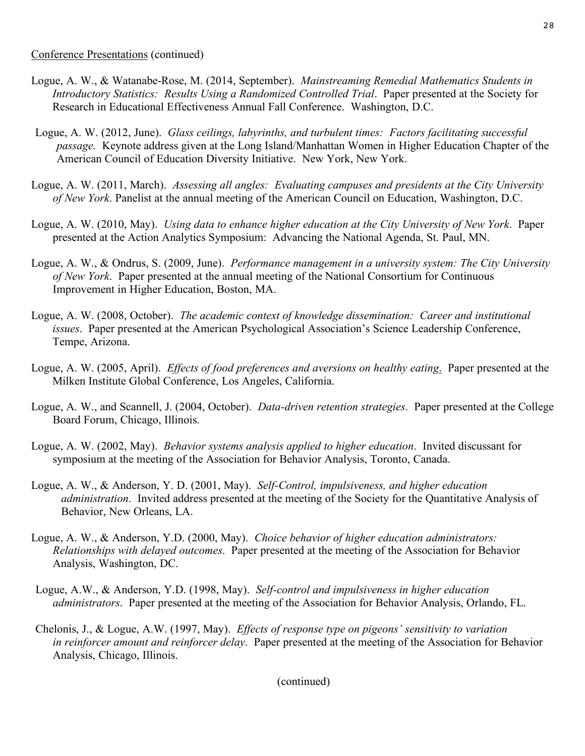Conference Presentations (continued)

Logue, A. W., & Watanabe-Rose, M. (2014, September). *Mainstreaming Remedial Mathematics Students in Introductory Statistics: Results Using a Randomized Controlled Trial*. Paper presented at the Society for Research in Educational Effectiveness Annual Fall Conference. Washington, D.C.

Logue, A. W. (2012, June). *Glass ceilings, labyrinths, and turbulent times: Factors facilitating successful passage.* Keynote address given at the Long Island/Manhattan Women in Higher Education Chapter of the American Council of Education Diversity Initiative. New York, New York.

Logue, A. W. (2011, March). *Assessing all angles: Evaluating campuses and presidents at the City University of New York*. Panelist at the annual meeting of the American Council on Education, Washington, D.C.

Logue, A. W. (2010, May). *Using data to enhance higher education at the City University of New York*. Paper presented at the Action Analytics Symposium: Advancing the National Agenda, St. Paul, MN.

Logue, A. W., & Ondrus, S. (2009, June). *Performance management in a university system: The City University of New York*. Paper presented at the annual meeting of the National Consortium for Continuous Improvement in Higher Education, Boston, MA.

Logue, A. W. (2008, October). *The academic context of knowledge dissemination: Career and institutional issues*. Paper presented at the American Psychological Association's Science Leadership Conference, Tempe, Arizona.

Logue, A. W. (2005, April). *Effects of food preferences and aversions on healthy eating*. Paper presented at the Milken Institute Global Conference, Los Angeles, California.

Logue, A. W., and Scannell, J. (2004, October). *Data-driven retention strategies*. Paper presented at the College Board Forum, Chicago, Illinois.

Logue, A. W. (2002, May). *Behavior systems analysis applied to higher education*. Invited discussant for symposium at the meeting of the Association for Behavior Analysis, Toronto, Canada.

Logue, A. W., & Anderson, Y. D. (2001, May). *Self-Control, impulsiveness, and higher education administration*. Invited address presented at the meeting of the Society for the Quantitative Analysis of Behavior, New Orleans, LA.

Logue, A. W., & Anderson, Y.D. (2000, May). *Choice behavior of higher education administrators: Relationships with delayed outcomes*. Paper presented at the meeting of the Association for Behavior Analysis, Washington, DC.

Logue, A.W., & Anderson, Y.D. (1998, May). *Self-control and impulsiveness in higher education administrators*. Paper presented at the meeting of the Association for Behavior Analysis, Orlando, FL.

Chelonis, J., & Logue, A.W. (1997, May). *Effects of response type on pigeons' sensitivity to variation in reinforcer amount and reinforcer delay*. Paper presented at the meeting of the Association for Behavior Analysis, Chicago, Illinois.

(continued)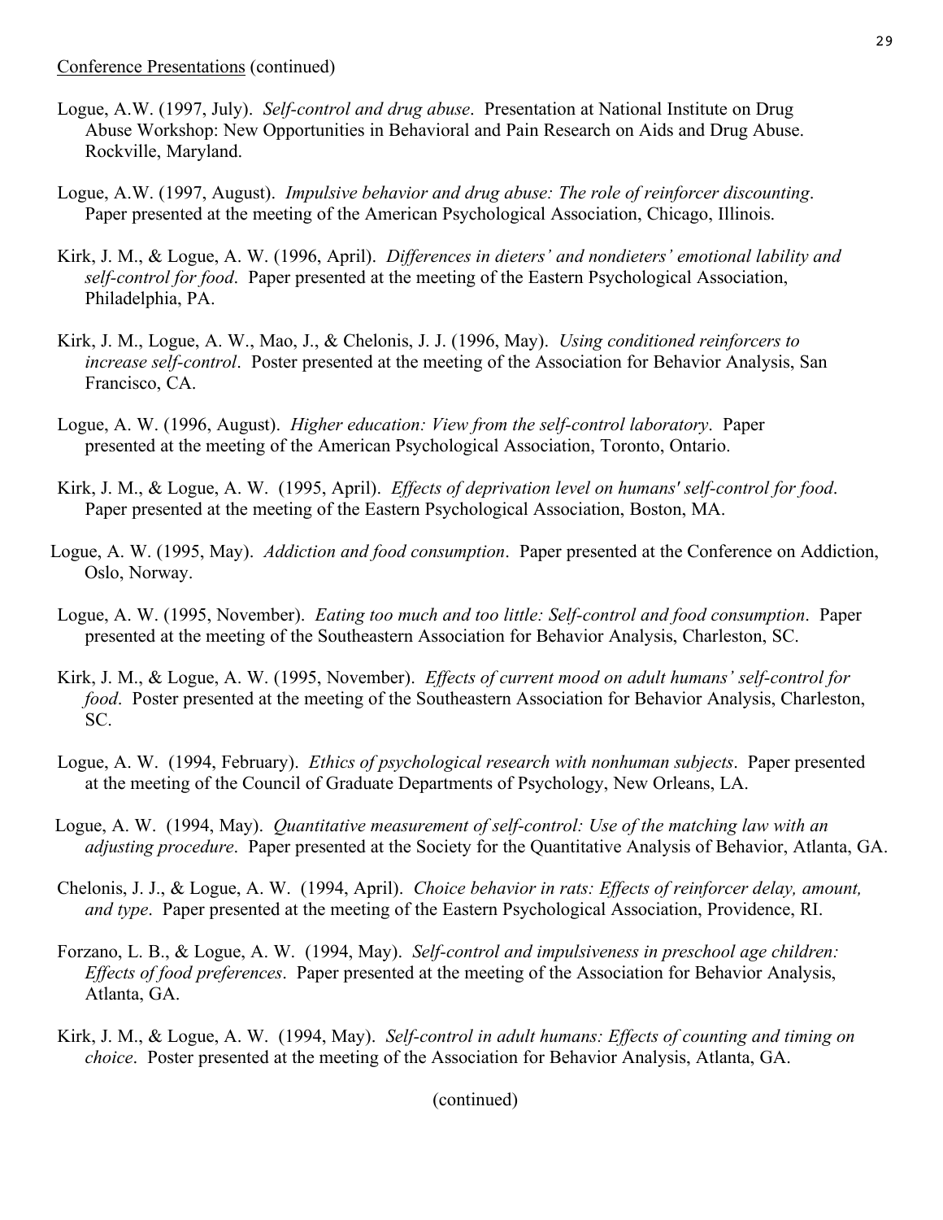Conference Presentations (continued)

Logue, A.W. (1997, July). *Self-control and drug abuse*. Presentation at National Institute on Drug Abuse Workshop: New Opportunities in Behavioral and Pain Research on Aids and Drug Abuse. Rockville, Maryland.

Logue, A.W. (1997, August). *Impulsive behavior and drug abuse: The role of reinforcer discounting*. Paper presented at the meeting of the American Psychological Association, Chicago, Illinois.

Kirk, J. M., & Logue, A. W. (1996, April). *Differences in dieters' and nondieters' emotional lability and self-control for food*. Paper presented at the meeting of the Eastern Psychological Association, Philadelphia, PA.

Kirk, J. M., Logue, A. W., Mao, J., & Chelonis, J. J. (1996, May). *Using conditioned reinforcers to increase self-control*. Poster presented at the meeting of the Association for Behavior Analysis, San Francisco, CA.

Logue, A. W. (1996, August). *Higher education: View from the self-control laboratory*. Paper presented at the meeting of the American Psychological Association, Toronto, Ontario.

Kirk, J. M., & Logue, A. W. (1995, April). *Effects of deprivation level on humans' self-control for food*. Paper presented at the meeting of the Eastern Psychological Association, Boston, MA.

Logue, A. W. (1995, May). *Addiction and food consumption*. Paper presented at the Conference on Addiction, Oslo, Norway.

Logue, A. W. (1995, November). *Eating too much and too little: Self-control and food consumption*. Paper presented at the meeting of the Southeastern Association for Behavior Analysis, Charleston, SC.

Kirk, J. M., & Logue, A. W. (1995, November). *Effects of current mood on adult humans' self-control for food*. Poster presented at the meeting of the Southeastern Association for Behavior Analysis, Charleston, SC.

Logue, A. W. (1994, February). *Ethics of psychological research with nonhuman subjects*. Paper presented at the meeting of the Council of Graduate Departments of Psychology, New Orleans, LA.

Logue, A. W. (1994, May). *Quantitative measurement of self-control: Use of the matching law with an adjusting procedure*. Paper presented at the Society for the Quantitative Analysis of Behavior, Atlanta, GA.

Chelonis, J. J., & Logue, A. W. (1994, April). *Choice behavior in rats: Effects of reinforcer delay, amount, and type*. Paper presented at the meeting of the Eastern Psychological Association, Providence, RI.

Forzano, L. B., & Logue, A. W. (1994, May). *Self-control and impulsiveness in preschool age children: Effects of food preferences*. Paper presented at the meeting of the Association for Behavior Analysis, Atlanta, GA.

Kirk, J. M., & Logue, A. W. (1994, May). *Self-control in adult humans: Effects of counting and timing on choice*. Poster presented at the meeting of the Association for Behavior Analysis, Atlanta, GA.

(continued)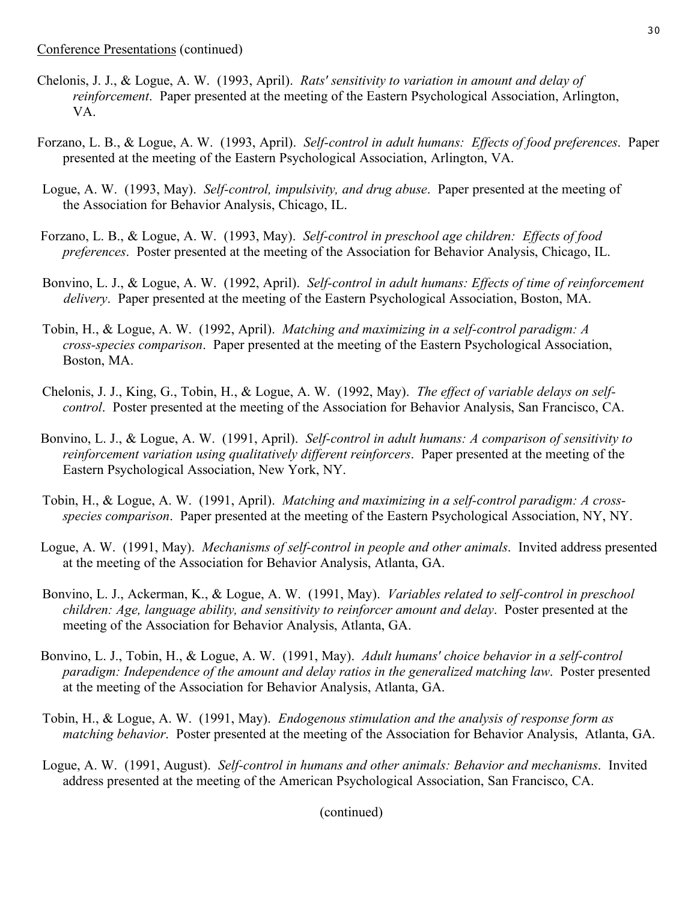<u>Conference Presentations</u> (continued)

Chelonis, J. J., & Logue, A. W. (1993, April). *Rats' sensitivity to variation in amount and delay of reinforcement*. Paper presented at the meeting of the Eastern Psychological Association, Arlington, VA.

Forzano, L. B., & Logue, A. W. (1993, April). *Self-control in adult humans: Effects of food preferences*. Paper presented at the meeting of the Eastern Psychological Association, Arlington, VA.

Logue, A. W. (1993, May). *Self-control, impulsivity, and drug abuse*. Paper presented at the meeting of the Association for Behavior Analysis, Chicago, IL.

Forzano, L. B., & Logue, A. W. (1993, May). *Self-control in preschool age children: Effects of food preferences*. Poster presented at the meeting of the Association for Behavior Analysis, Chicago, IL.

Bonvino, L. J., & Logue, A. W. (1992, April). *Self-control in adult humans: Effects of time of reinforcement delivery*. Paper presented at the meeting of the Eastern Psychological Association, Boston, MA.

Tobin, H., & Logue, A. W. (1992, April). *Matching and maximizing in a self-control paradigm: A cross-species comparison*. Paper presented at the meeting of the Eastern Psychological Association, Boston, MA.

Chelonis, J. J., King, G., Tobin, H., & Logue, A. W. (1992, May). *The effect of variable delays on self-control*. Poster presented at the meeting of the Association for Behavior Analysis, San Francisco, CA.

Bonvino, L. J., & Logue, A. W. (1991, April). *Self-control in adult humans: A comparison of sensitivity to reinforcement variation using qualitatively different reinforcers*. Paper presented at the meeting of the Eastern Psychological Association, New York, NY.

Tobin, H., & Logue, A. W. (1991, April). *Matching and maximizing in a self-control paradigm: A cross-species comparison*. Paper presented at the meeting of the Eastern Psychological Association, NY, NY.

Logue, A. W. (1991, May). *Mechanisms of self-control in people and other animals*. Invited address presented at the meeting of the Association for Behavior Analysis, Atlanta, GA.

Bonvino, L. J., Ackerman, K., & Logue, A. W. (1991, May). *Variables related to self-control in preschool children: Age, language ability, and sensitivity to reinforcer amount and delay*. Poster presented at the meeting of the Association for Behavior Analysis, Atlanta, GA.

Bonvino, L. J., Tobin, H., & Logue, A. W. (1991, May). *Adult humans' choice behavior in a self-control paradigm: Independence of the amount and delay ratios in the generalized matching law*. Poster presented at the meeting of the Association for Behavior Analysis, Atlanta, GA.

Tobin, H., & Logue, A. W. (1991, May). *Endogenous stimulation and the analysis of response form as matching behavior*. Poster presented at the meeting of the Association for Behavior Analysis, Atlanta, GA.

Logue, A. W. (1991, August). *Self-control in humans and other animals: Behavior and mechanisms*. Invited address presented at the meeting of the American Psychological Association, San Francisco, CA.

(continued)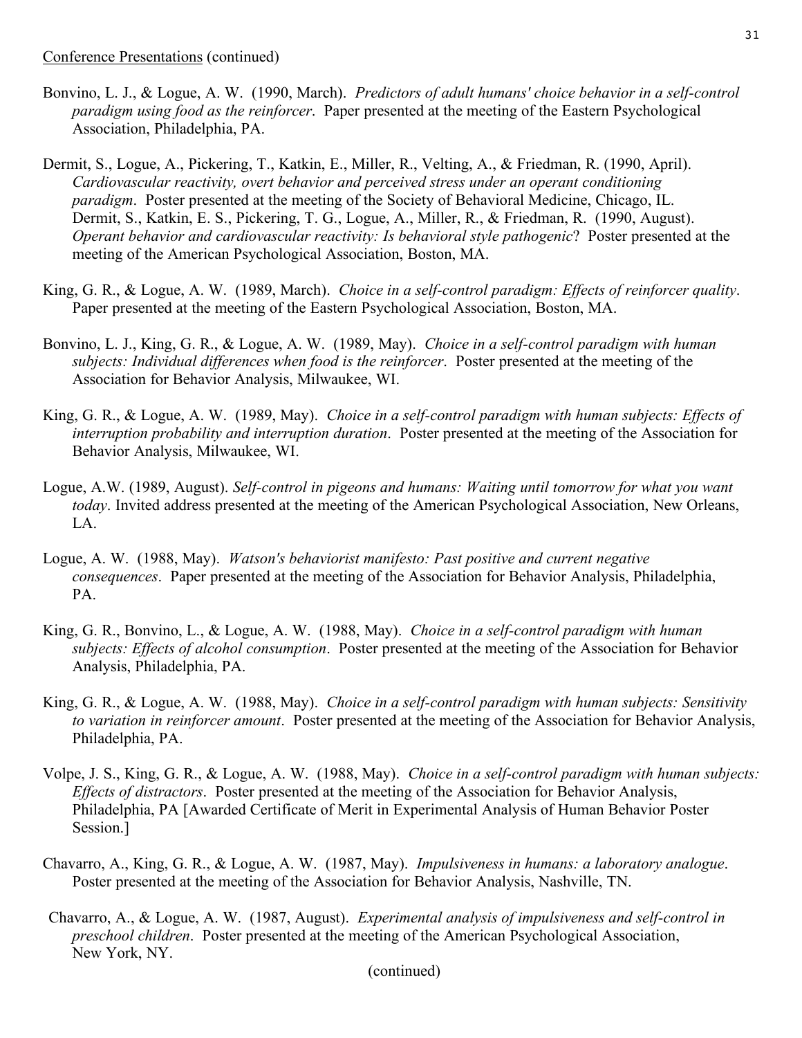Conference Presentations (continued)

Bonvino, L. J., & Logue, A. W. (1990, March). *Predictors of adult humans' choice behavior in a self-control paradigm using food as the reinforcer*. Paper presented at the meeting of the Eastern Psychological Association, Philadelphia, PA.

Dermit, S., Logue, A., Pickering, T., Katkin, E., Miller, R., Velting, A., & Friedman, R. (1990, April). *Cardiovascular reactivity, overt behavior and perceived stress under an operant conditioning paradigm*. Poster presented at the meeting of the Society of Behavioral Medicine, Chicago, IL. Dermit, S., Katkin, E. S., Pickering, T. G., Logue, A., Miller, R., & Friedman, R. (1990, August). *Operant behavior and cardiovascular reactivity: Is behavioral style pathogenic*? Poster presented at the meeting of the American Psychological Association, Boston, MA.

King, G. R., & Logue, A. W. (1989, March). *Choice in a self-control paradigm: Effects of reinforcer quality*. Paper presented at the meeting of the Eastern Psychological Association, Boston, MA.

Bonvino, L. J., King, G. R., & Logue, A. W. (1989, May). *Choice in a self-control paradigm with human subjects: Individual differences when food is the reinforcer*. Poster presented at the meeting of the Association for Behavior Analysis, Milwaukee, WI.

King, G. R., & Logue, A. W. (1989, May). *Choice in a self-control paradigm with human subjects: Effects of interruption probability and interruption duration*. Poster presented at the meeting of the Association for Behavior Analysis, Milwaukee, WI.

Logue, A.W. (1989, August). *Self-control in pigeons and humans: Waiting until tomorrow for what you want today*. Invited address presented at the meeting of the American Psychological Association, New Orleans, LA.

Logue, A. W. (1988, May). *Watson's behaviorist manifesto: Past positive and current negative consequences*. Paper presented at the meeting of the Association for Behavior Analysis, Philadelphia, PA.

King, G. R., Bonvino, L., & Logue, A. W. (1988, May). *Choice in a self-control paradigm with human subjects: Effects of alcohol consumption*. Poster presented at the meeting of the Association for Behavior Analysis, Philadelphia, PA.

King, G. R., & Logue, A. W. (1988, May). *Choice in a self-control paradigm with human subjects: Sensitivity to variation in reinforcer amount*. Poster presented at the meeting of the Association for Behavior Analysis, Philadelphia, PA.

Volpe, J. S., King, G. R., & Logue, A. W. (1988, May). *Choice in a self-control paradigm with human subjects: Effects of distractors*. Poster presented at the meeting of the Association for Behavior Analysis, Philadelphia, PA [Awarded Certificate of Merit in Experimental Analysis of Human Behavior Poster Session.]

Chavarro, A., King, G. R., & Logue, A. W. (1987, May). *Impulsiveness in humans: a laboratory analogue*. Poster presented at the meeting of the Association for Behavior Analysis, Nashville, TN.

Chavarro, A., & Logue, A. W. (1987, August). *Experimental analysis of impulsiveness and self-control in preschool children*. Poster presented at the meeting of the American Psychological Association, New York, NY.

(continued)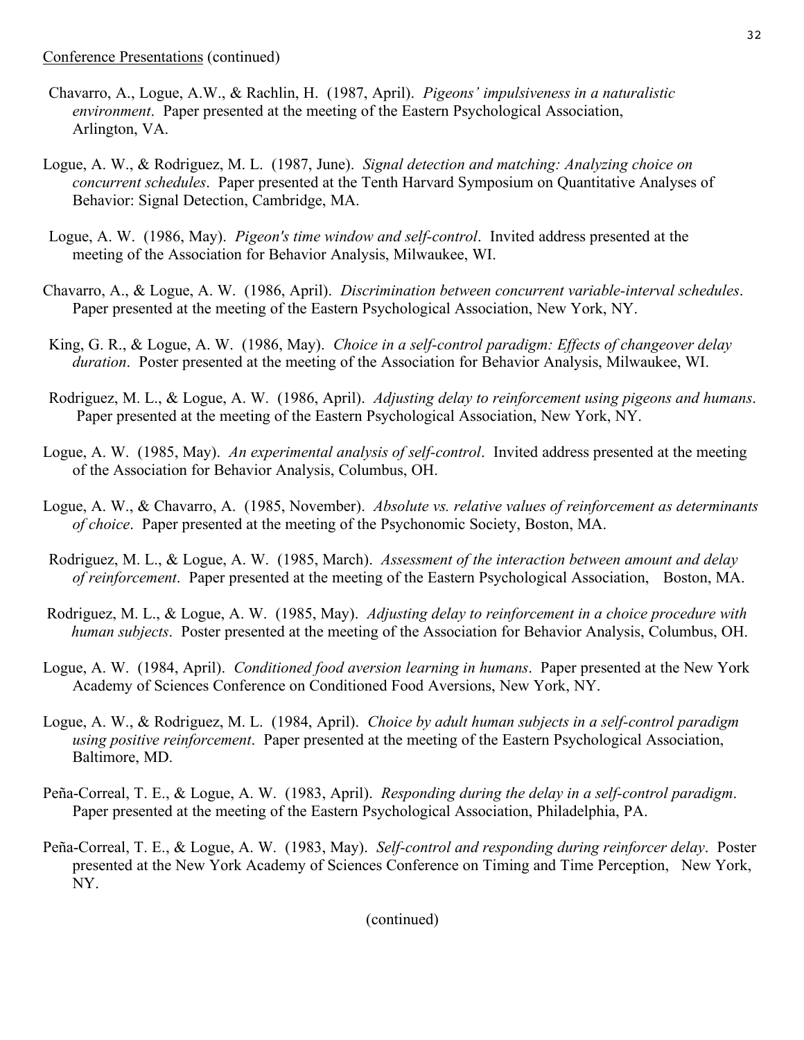Conference Presentations (continued)

Chavarro, A., Logue, A.W., & Rachlin, H.  (1987, April).  *Pigeons' impulsiveness in a naturalistic environment*.  Paper presented at the meeting of the Eastern Psychological Association, Arlington, VA.

Logue, A. W., & Rodriguez, M. L.  (1987, June).  *Signal detection and matching: Analyzing choice on concurrent schedules*.  Paper presented at the Tenth Harvard Symposium on Quantitative Analyses of Behavior: Signal Detection, Cambridge, MA.

Logue, A. W.  (1986, May).  *Pigeon's time window and self-control*.  Invited address presented at the meeting of the Association for Behavior Analysis, Milwaukee, WI.

Chavarro, A., & Logue, A. W.  (1986, April).  *Discrimination between concurrent variable-interval schedules*.  Paper presented at the meeting of the Eastern Psychological Association, New York, NY.

King, G. R., & Logue, A. W.  (1986, May).  *Choice in a self-control paradigm: Effects of changeover delay duration*.  Poster presented at the meeting of the Association for Behavior Analysis, Milwaukee, WI.

Rodriguez, M. L., & Logue, A. W.  (1986, April).  *Adjusting delay to reinforcement using pigeons and humans*.  Paper presented at the meeting of the Eastern Psychological Association, New York, NY.

Logue, A. W.  (1985, May).  *An experimental analysis of self-control*.  Invited address presented at the meeting of the Association for Behavior Analysis, Columbus, OH.

Logue, A. W., & Chavarro, A.  (1985, November).  *Absolute vs. relative values of reinforcement as determinants of choice*.  Paper presented at the meeting of the Psychonomic Society, Boston, MA.

Rodriguez, M. L., & Logue, A. W.  (1985, March).  *Assessment of the interaction between amount and delay of reinforcement*.  Paper presented at the meeting of the Eastern Psychological Association, Boston, MA.

Rodriguez, M. L., & Logue, A. W.  (1985, May).  *Adjusting delay to reinforcement in a choice procedure with human subjects*.  Poster presented at the meeting of the Association for Behavior Analysis, Columbus, OH.

Logue, A. W.  (1984, April).  *Conditioned food aversion learning in humans*.  Paper presented at the New York Academy of Sciences Conference on Conditioned Food Aversions, New York, NY.

Logue, A. W., & Rodriguez, M. L.  (1984, April).  *Choice by adult human subjects in a self-control paradigm using positive reinforcement*.  Paper presented at the meeting of the Eastern Psychological Association, Baltimore, MD.

Peña-Correal, T. E., & Logue, A. W.  (1983, April).  *Responding during the delay in a self-control paradigm*.  Paper presented at the meeting of the Eastern Psychological Association, Philadelphia, PA.

Peña-Correal, T. E., & Logue, A. W.  (1983, May).  *Self-control and responding during reinforcer delay*.  Poster presented at the New York Academy of Sciences Conference on Timing and Time Perception, New York, NY.

(continued)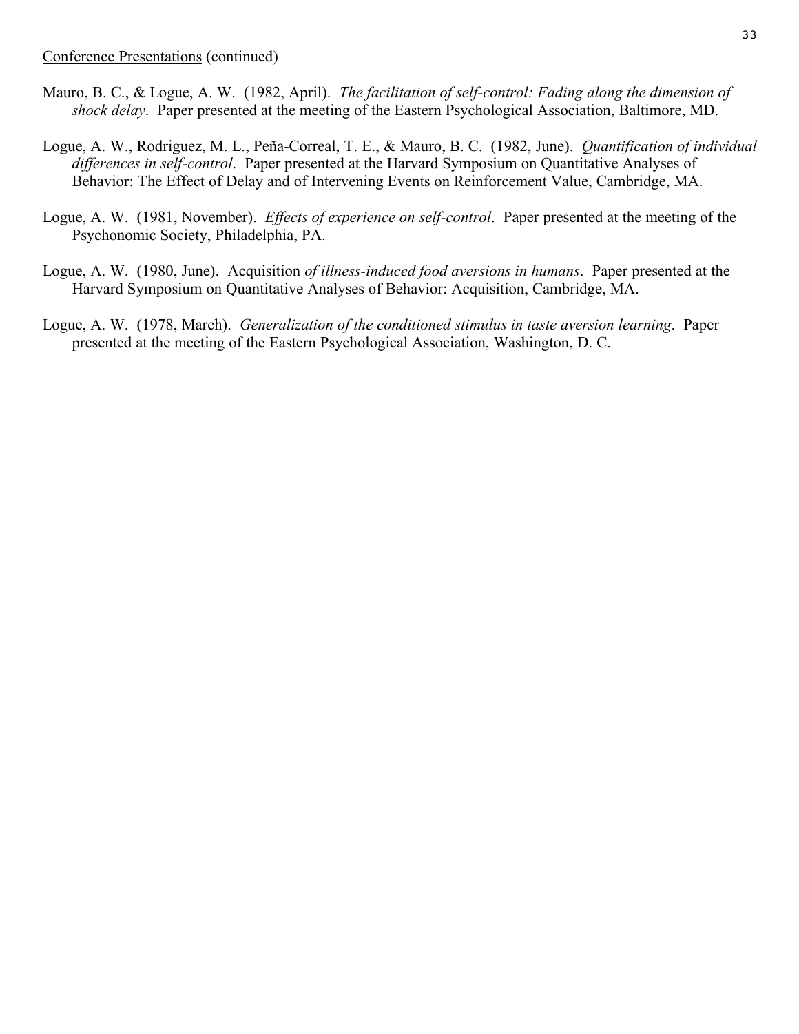Conference Presentations (continued)

Mauro, B. C., & Logue, A. W. (1982, April). *The facilitation of self-control: Fading along the dimension of shock delay*. Paper presented at the meeting of the Eastern Psychological Association, Baltimore, MD.

Logue, A. W., Rodriguez, M. L., Peña-Correal, T. E., & Mauro, B. C. (1982, June). *Quantification of individual differences in self-control*. Paper presented at the Harvard Symposium on Quantitative Analyses of Behavior: The Effect of Delay and of Intervening Events on Reinforcement Value, Cambridge, MA.

Logue, A. W. (1981, November). *Effects of experience on self-control*. Paper presented at the meeting of the Psychonomic Society, Philadelphia, PA.

Logue, A. W. (1980, June). Acquisition *of illness-induced food aversions in humans*. Paper presented at the Harvard Symposium on Quantitative Analyses of Behavior: Acquisition, Cambridge, MA.

Logue, A. W. (1978, March). *Generalization of the conditioned stimulus in taste aversion learning*. Paper presented at the meeting of the Eastern Psychological Association, Washington, D. C.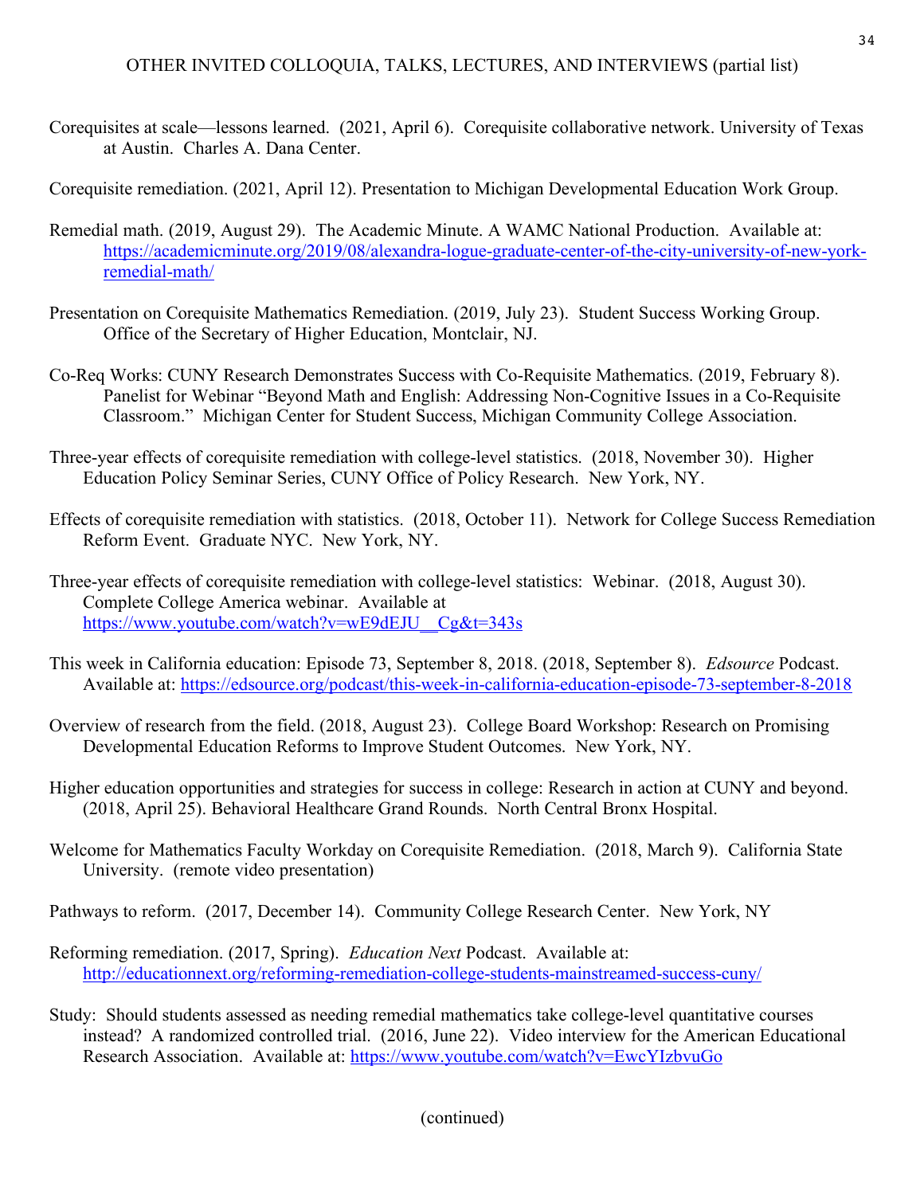OTHER INVITED COLLOQUIA, TALKS, LECTURES, AND INTERVIEWS (partial list)

Corequisites at scale—lessons learned. (2021, April 6). Corequisite collaborative network. University of Texas at Austin. Charles A. Dana Center.

Corequisite remediation. (2021, April 12). Presentation to Michigan Developmental Education Work Group.

Remedial math. (2019, August 29). The Academic Minute. A WAMC National Production. Available at: https://academicminute.org/2019/08/alexandra-logue-graduate-center-of-the-city-university-of-new-york-remedial-math/

Presentation on Corequisite Mathematics Remediation. (2019, July 23). Student Success Working Group. Office of the Secretary of Higher Education, Montclair, NJ.

Co-Req Works: CUNY Research Demonstrates Success with Co-Requisite Mathematics. (2019, February 8). Panelist for Webinar "Beyond Math and English: Addressing Non-Cognitive Issues in a Co-Requisite Classroom." Michigan Center for Student Success, Michigan Community College Association.

Three-year effects of corequisite remediation with college-level statistics. (2018, November 30). Higher Education Policy Seminar Series, CUNY Office of Policy Research. New York, NY.

Effects of corequisite remediation with statistics. (2018, October 11). Network for College Success Remediation Reform Event. Graduate NYC. New York, NY.

Three-year effects of corequisite remediation with college-level statistics: Webinar. (2018, August 30). Complete College America webinar. Available at https://www.youtube.com/watch?v=wE9dEJU__Cg&t=343s

This week in California education: Episode 73, September 8, 2018. (2018, September 8). *Edsource* Podcast. Available at: https://edsource.org/podcast/this-week-in-california-education-episode-73-september-8-2018

Overview of research from the field. (2018, August 23). College Board Workshop: Research on Promising Developmental Education Reforms to Improve Student Outcomes. New York, NY.

Higher education opportunities and strategies for success in college: Research in action at CUNY and beyond. (2018, April 25). Behavioral Healthcare Grand Rounds. North Central Bronx Hospital.

Welcome for Mathematics Faculty Workday on Corequisite Remediation. (2018, March 9). California State University. (remote video presentation)

Pathways to reform. (2017, December 14). Community College Research Center. New York, NY

Reforming remediation. (2017, Spring). *Education Next* Podcast. Available at: http://educationnext.org/reforming-remediation-college-students-mainstreamed-success-cuny/

Study: Should students assessed as needing remedial mathematics take college-level quantitative courses instead? A randomized controlled trial. (2016, June 22). Video interview for the American Educational Research Association. Available at: https://www.youtube.com/watch?v=EwcYIzbvuGo

(continued)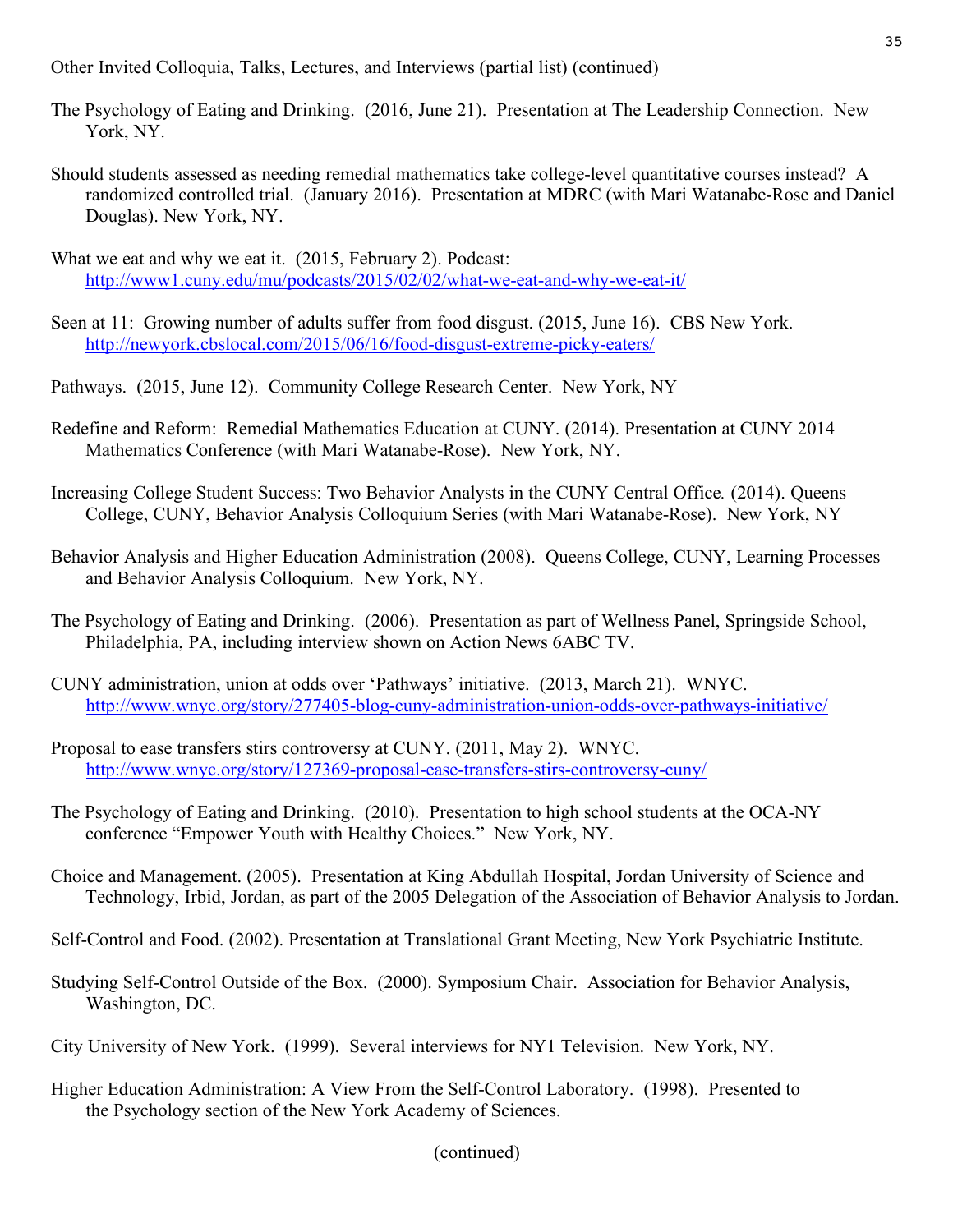Other Invited Colloquia, Talks, Lectures, and Interviews (partial list) (continued)

The Psychology of Eating and Drinking. (2016, June 21). Presentation at The Leadership Connection. New York, NY.

Should students assessed as needing remedial mathematics take college-level quantitative courses instead? A randomized controlled trial. (January 2016). Presentation at MDRC (with Mari Watanabe-Rose and Daniel Douglas). New York, NY.

What we eat and why we eat it. (2015, February 2). Podcast: http://www1.cuny.edu/mu/podcasts/2015/02/02/what-we-eat-and-why-we-eat-it/

Seen at 11: Growing number of adults suffer from food disgust. (2015, June 16). CBS New York. http://newyork.cbslocal.com/2015/06/16/food-disgust-extreme-picky-eaters/

Pathways. (2015, June 12). Community College Research Center. New York, NY

Redefine and Reform: Remedial Mathematics Education at CUNY. (2014). Presentation at CUNY 2014 Mathematics Conference (with Mari Watanabe-Rose). New York, NY.

Increasing College Student Success: Two Behavior Analysts in the CUNY Central Office. (2014). Queens College, CUNY, Behavior Analysis Colloquium Series (with Mari Watanabe-Rose). New York, NY

Behavior Analysis and Higher Education Administration (2008). Queens College, CUNY, Learning Processes and Behavior Analysis Colloquium. New York, NY.

The Psychology of Eating and Drinking. (2006). Presentation as part of Wellness Panel, Springside School, Philadelphia, PA, including interview shown on Action News 6ABC TV.

CUNY administration, union at odds over 'Pathways' initiative. (2013, March 21). WNYC. http://www.wnyc.org/story/277405-blog-cuny-administration-union-odds-over-pathways-initiative/

Proposal to ease transfers stirs controversy at CUNY. (2011, May 2). WNYC. http://www.wnyc.org/story/127369-proposal-ease-transfers-stirs-controversy-cuny/

The Psychology of Eating and Drinking. (2010). Presentation to high school students at the OCA-NY conference "Empower Youth with Healthy Choices." New York, NY.

Choice and Management. (2005). Presentation at King Abdullah Hospital, Jordan University of Science and Technology, Irbid, Jordan, as part of the 2005 Delegation of the Association of Behavior Analysis to Jordan.

Self-Control and Food. (2002). Presentation at Translational Grant Meeting, New York Psychiatric Institute.

Studying Self-Control Outside of the Box. (2000). Symposium Chair. Association for Behavior Analysis, Washington, DC.

City University of New York. (1999). Several interviews for NY1 Television. New York, NY.

Higher Education Administration: A View From the Self-Control Laboratory. (1998). Presented to the Psychology section of the New York Academy of Sciences.

(continued)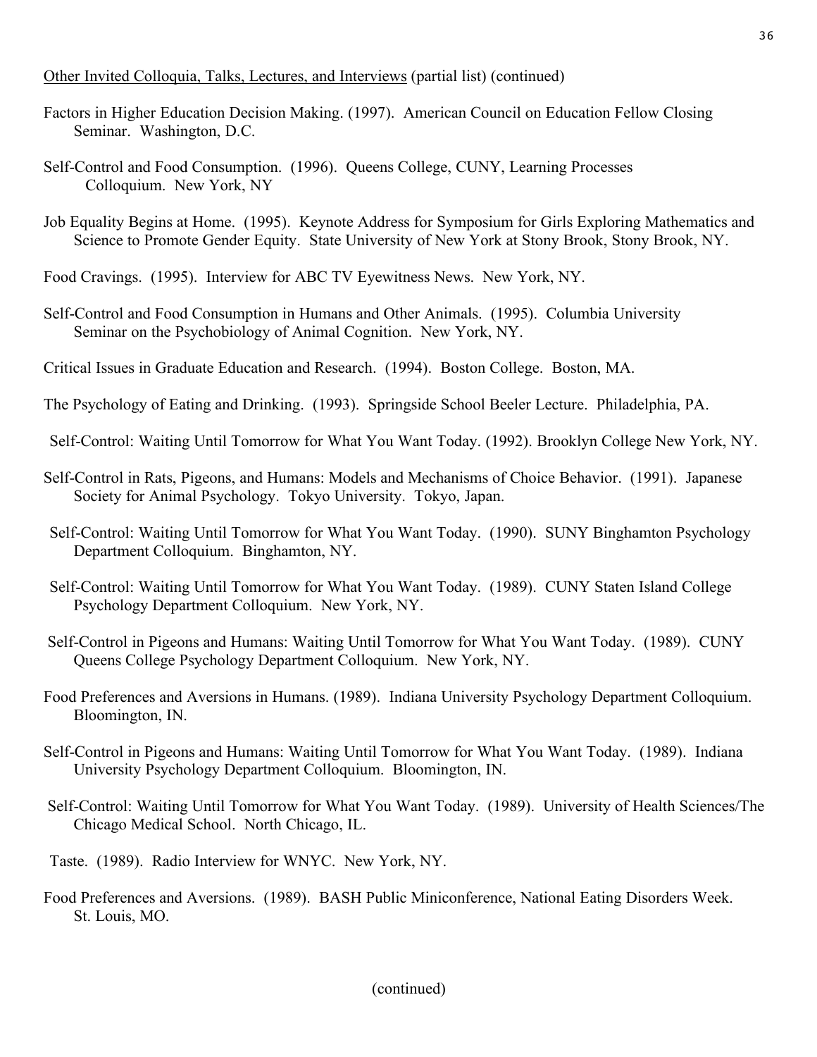<u>Other Invited Colloquia, Talks, Lectures, and Interviews</u> (partial list) (continued)

Factors in Higher Education Decision Making. (1997). American Council on Education Fellow Closing Seminar. Washington, D.C.

Self-Control and Food Consumption. (1996). Queens College, CUNY, Learning Processes Colloquium. New York, NY

Job Equality Begins at Home. (1995). Keynote Address for Symposium for Girls Exploring Mathematics and Science to Promote Gender Equity. State University of New York at Stony Brook, Stony Brook, NY.

Food Cravings. (1995). Interview for ABC TV Eyewitness News. New York, NY.

Self-Control and Food Consumption in Humans and Other Animals. (1995). Columbia University Seminar on the Psychobiology of Animal Cognition. New York, NY.

Critical Issues in Graduate Education and Research. (1994). Boston College. Boston, MA.

The Psychology of Eating and Drinking. (1993). Springside School Beeler Lecture. Philadelphia, PA.

Self-Control: Waiting Until Tomorrow for What You Want Today. (1992). Brooklyn College New York, NY.

Self-Control in Rats, Pigeons, and Humans: Models and Mechanisms of Choice Behavior. (1991). Japanese Society for Animal Psychology. Tokyo University. Tokyo, Japan.

Self-Control: Waiting Until Tomorrow for What You Want Today. (1990). SUNY Binghamton Psychology Department Colloquium. Binghamton, NY.

Self-Control: Waiting Until Tomorrow for What You Want Today. (1989). CUNY Staten Island College Psychology Department Colloquium. New York, NY.

Self-Control in Pigeons and Humans: Waiting Until Tomorrow for What You Want Today. (1989). CUNY Queens College Psychology Department Colloquium. New York, NY.

Food Preferences and Aversions in Humans. (1989). Indiana University Psychology Department Colloquium. Bloomington, IN.

Self-Control in Pigeons and Humans: Waiting Until Tomorrow for What You Want Today. (1989). Indiana University Psychology Department Colloquium. Bloomington, IN.

Self-Control: Waiting Until Tomorrow for What You Want Today. (1989). University of Health Sciences/The Chicago Medical School. North Chicago, IL.

Taste. (1989). Radio Interview for WNYC. New York, NY.

Food Preferences and Aversions. (1989). BASH Public Miniconference, National Eating Disorders Week. St. Louis, MO.

(continued)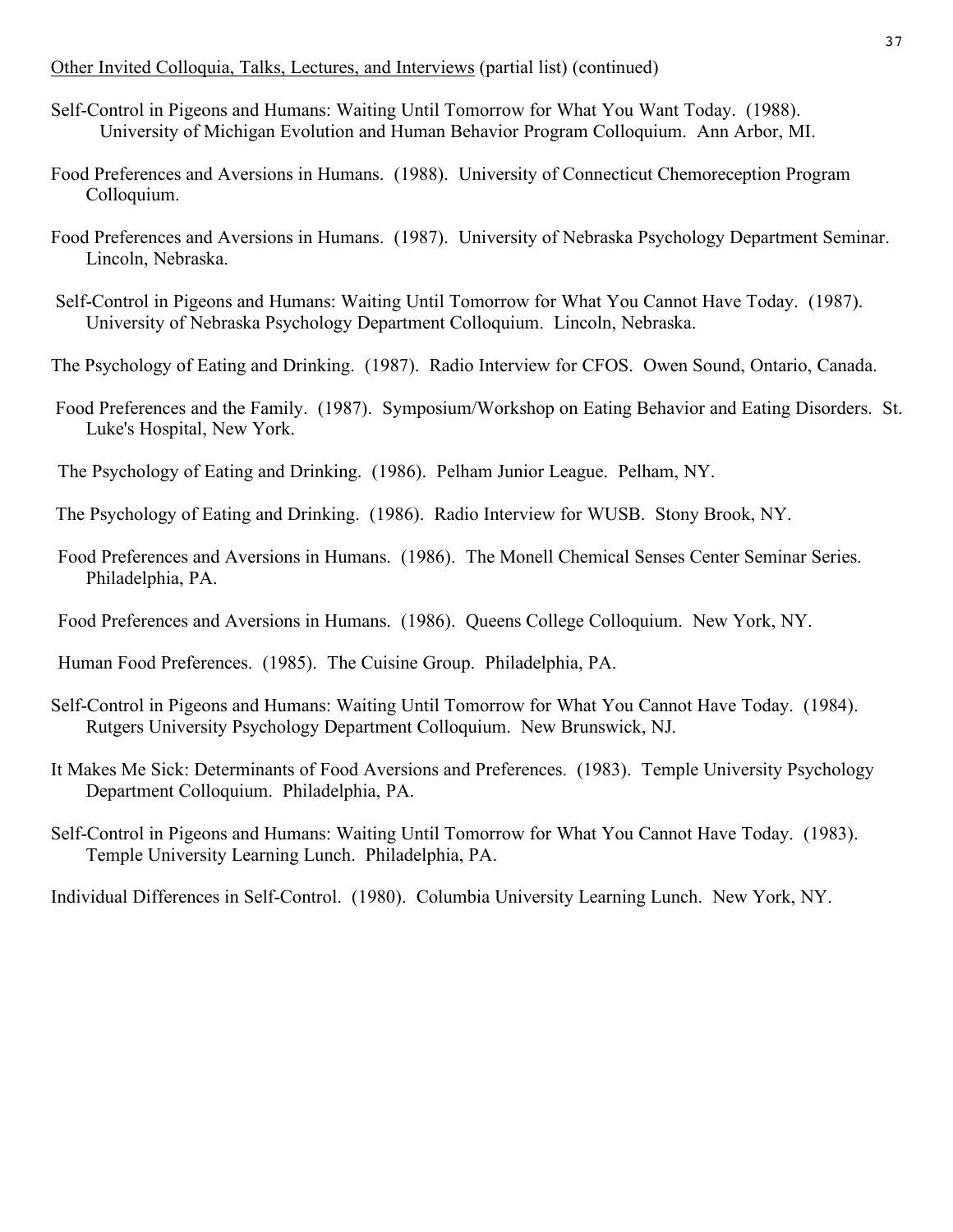Other Invited Colloquia, Talks, Lectures, and Interviews (partial list) (continued)

Self-Control in Pigeons and Humans: Waiting Until Tomorrow for What You Want Today. (1988). University of Michigan Evolution and Human Behavior Program Colloquium. Ann Arbor, MI.

Food Preferences and Aversions in Humans. (1988). University of Connecticut Chemoreception Program Colloquium.

Food Preferences and Aversions in Humans. (1987). University of Nebraska Psychology Department Seminar. Lincoln, Nebraska.

Self-Control in Pigeons and Humans: Waiting Until Tomorrow for What You Cannot Have Today. (1987). University of Nebraska Psychology Department Colloquium. Lincoln, Nebraska.

The Psychology of Eating and Drinking. (1987). Radio Interview for CFOS. Owen Sound, Ontario, Canada.

Food Preferences and the Family. (1987). Symposium/Workshop on Eating Behavior and Eating Disorders. St. Luke's Hospital, New York.

The Psychology of Eating and Drinking. (1986). Pelham Junior League. Pelham, NY.

The Psychology of Eating and Drinking. (1986). Radio Interview for WUSB. Stony Brook, NY.

Food Preferences and Aversions in Humans. (1986). The Monell Chemical Senses Center Seminar Series. Philadelphia, PA.

Food Preferences and Aversions in Humans. (1986). Queens College Colloquium. New York, NY.

Human Food Preferences. (1985). The Cuisine Group. Philadelphia, PA.

Self-Control in Pigeons and Humans: Waiting Until Tomorrow for What You Cannot Have Today. (1984). Rutgers University Psychology Department Colloquium. New Brunswick, NJ.

It Makes Me Sick: Determinants of Food Aversions and Preferences. (1983). Temple University Psychology Department Colloquium. Philadelphia, PA.

Self-Control in Pigeons and Humans: Waiting Until Tomorrow for What You Cannot Have Today. (1983). Temple University Learning Lunch. Philadelphia, PA.

Individual Differences in Self-Control. (1980). Columbia University Learning Lunch. New York, NY.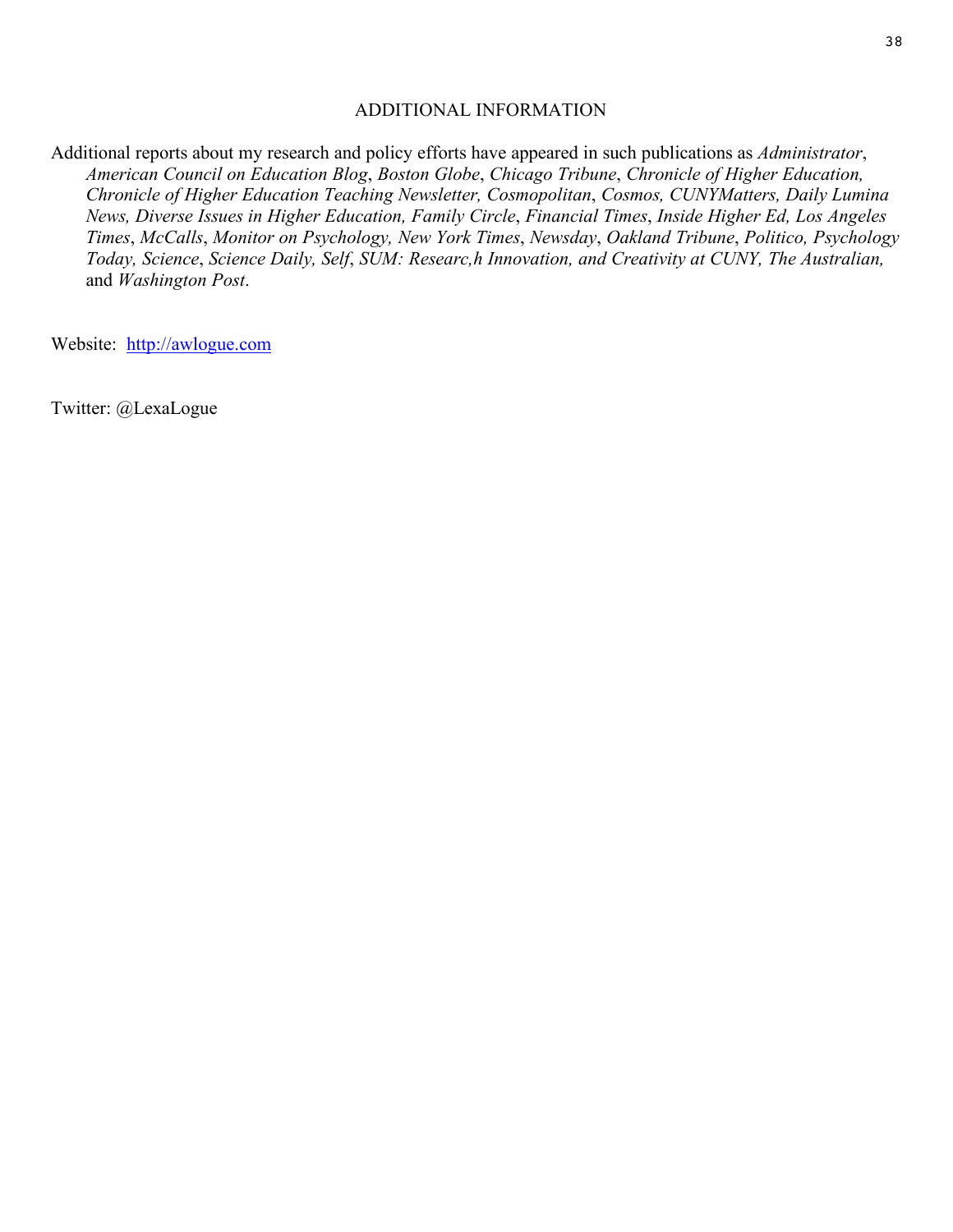## ADDITIONAL INFORMATION

Additional reports about my research and policy efforts have appeared in such publications as *Administrator*, *American Council on Education Blog*, *Boston Globe*, *Chicago Tribune*, *Chronicle of Higher Education, Chronicle of Higher Education Teaching Newsletter, Cosmopolitan*, *Cosmos, CUNYMatters, Daily Lumina News, Diverse Issues in Higher Education, Family Circle*, *Financial Times*, *Inside Higher Ed, Los Angeles Times*, *McCalls*, *Monitor on Psychology, New York Times*, *Newsday*, *Oakland Tribune*, *Politico, Psychology Today, Science*, *Science Daily, Self*, *SUM: Researc,h Innovation, and Creativity at CUNY, The Australian,* and *Washington Post*.

Website: [http://awlogue.com](http://awlogue.com)

Twitter: @LexaLogue